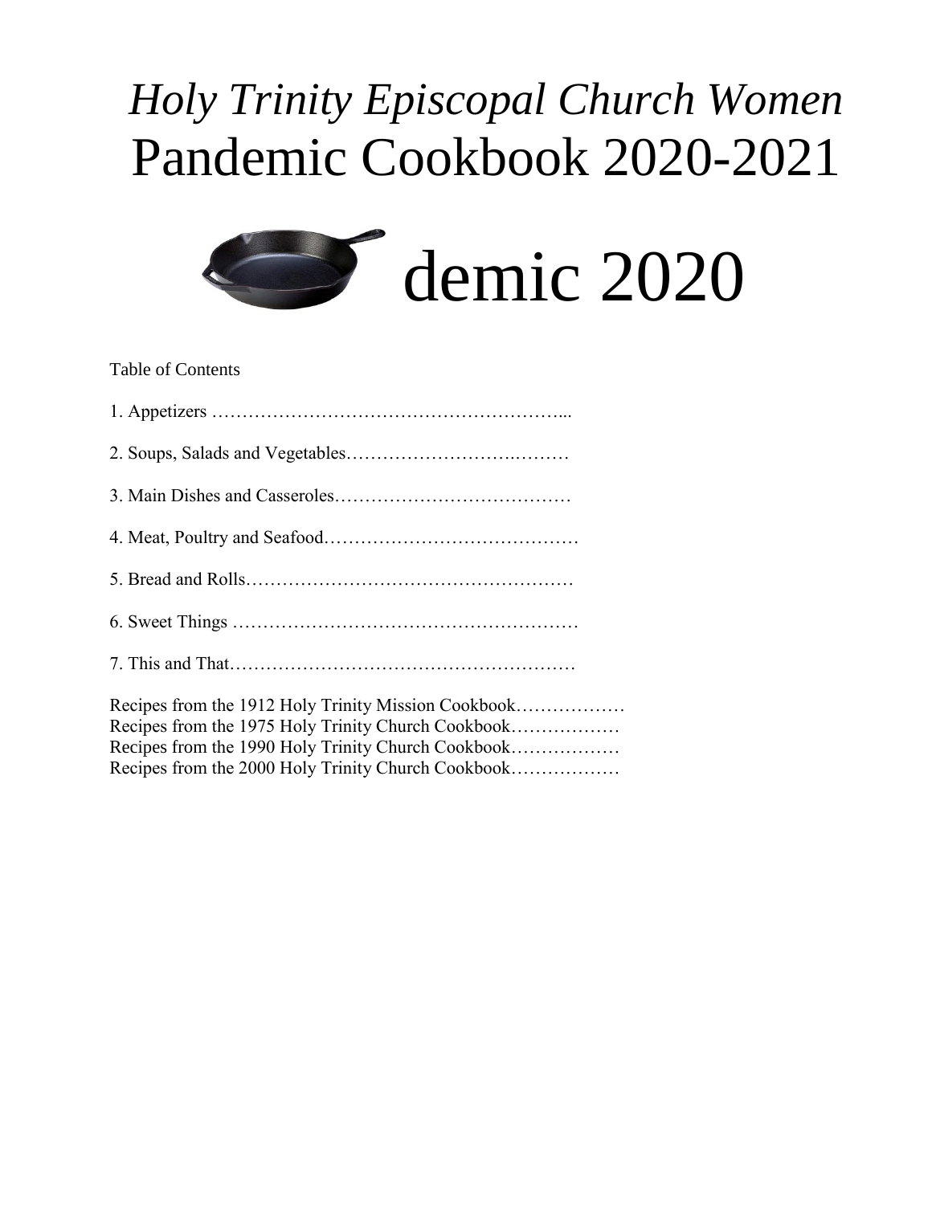# *Holy Trinity Episcopal Church Women*
# Pandemic Cookbook 2020-2021

# demic 2020

Table of Contents

1. Appetizers …………………………………………………...

2. Soups, Salads and Vegetables……………………….………

3. Main Dishes and Casseroles…………………………………

4. Meat, Poultry and Seafood……………………………………

5. Bread and Rolls………………………………………………

6. Sweet Things …………………………………………………

7. This and That…………………………………………………

Recipes from the 1912 Holy Trinity Mission Cookbook………………
Recipes from the 1975 Holy Trinity Church Cookbook………………
Recipes from the 1990 Holy Trinity Church Cookbook………………
Recipes from the 2000 Holy Trinity Church Cookbook………………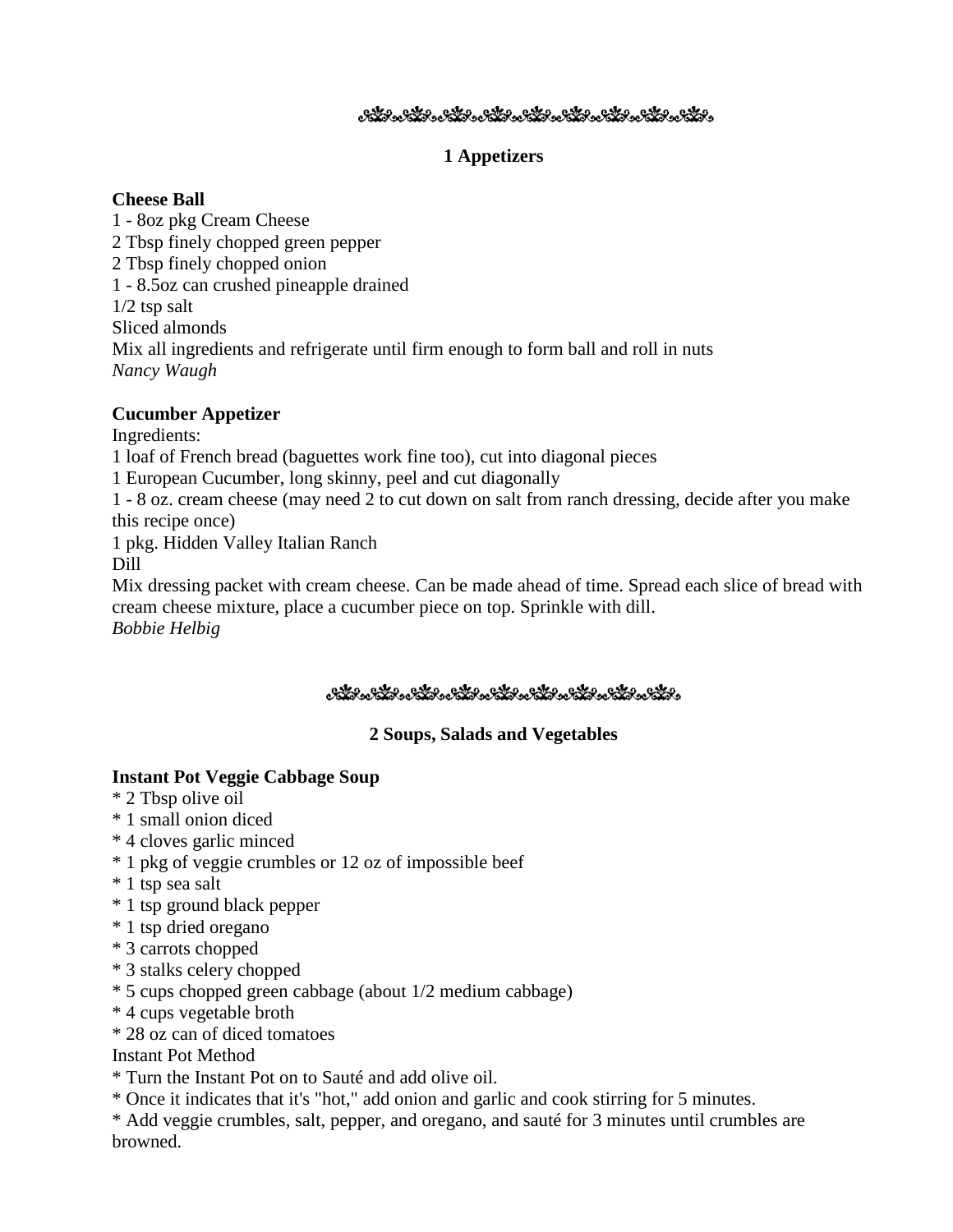## 1 Appetizers

**Cheese Ball**
1 - 8oz pkg Cream Cheese
2 Tbsp finely chopped green pepper
2 Tbsp finely chopped onion
1 - 8.5oz can crushed pineapple drained
1/2 tsp salt
Sliced almonds
Mix all ingredients and refrigerate until firm enough to form ball and roll in nuts
*Nancy Waugh*

**Cucumber Appetizer**
Ingredients:
1 loaf of French bread (baguettes work fine too), cut into diagonal pieces
1 European Cucumber, long skinny, peel and cut diagonally
1 - 8 oz. cream cheese (may need 2 to cut down on salt from ranch dressing, decide after you make this recipe once)
1 pkg. Hidden Valley Italian Ranch
Dill
Mix dressing packet with cream cheese. Can be made ahead of time. Spread each slice of bread with cream cheese mixture, place a cucumber piece on top. Sprinkle with dill.
*Bobbie Helbig*

## 2 Soups, Salads and Vegetables

**Instant Pot Veggie Cabbage Soup**
* 2 Tbsp olive oil
* 1 small onion diced
* 4 cloves garlic minced
* 1 pkg of veggie crumbles or 12 oz of impossible beef
* 1 tsp sea salt
* 1 tsp ground black pepper
* 1 tsp dried oregano
* 3 carrots chopped
* 3 stalks celery chopped
* 5 cups chopped green cabbage (about 1/2 medium cabbage)
* 4 cups vegetable broth
* 28 oz can of diced tomatoes

Instant Pot Method
* Turn the Instant Pot on to Sauté and add olive oil.
* Once it indicates that it's "hot," add onion and garlic and cook stirring for 5 minutes.
* Add veggie crumbles, salt, pepper, and oregano, and sauté for 3 minutes until crumbles are browned.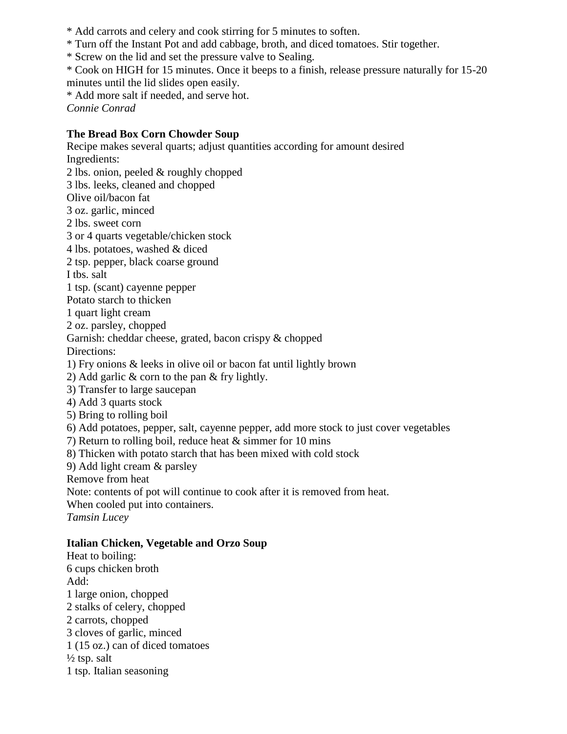* Add carrots and celery and cook stirring for 5 minutes to soften.
* Turn off the Instant Pot and add cabbage, broth, and diced tomatoes. Stir together.
* Screw on the lid and set the pressure valve to Sealing.
* Cook on HIGH for 15 minutes. Once it beeps to a finish, release pressure naturally for 15-20 minutes until the lid slides open easily.
* Add more salt if needed, and serve hot.

*Connie Conrad*

**The Bread Box Corn Chowder Soup**

Recipe makes several quarts; adjust quantities according for amount desired

Ingredients:

2 lbs. onion, peeled & roughly chopped
3 lbs. leeks, cleaned and chopped
Olive oil/bacon fat
3 oz. garlic, minced
2 lbs. sweet corn
3 or 4 quarts vegetable/chicken stock
4 lbs. potatoes, washed & diced
2 tsp. pepper, black coarse ground
I tbs. salt
1 tsp. (scant) cayenne pepper
Potato starch to thicken
1 quart light cream
2 oz. parsley, chopped
Garnish: cheddar cheese, grated, bacon crispy & chopped

Directions:

1) Fry onions & leeks in olive oil or bacon fat until lightly brown
2) Add garlic & corn to the pan & fry lightly.
3) Transfer to large saucepan
4) Add 3 quarts stock
5) Bring to rolling boil
6) Add potatoes, pepper, salt, cayenne pepper, add more stock to just cover vegetables
7) Return to rolling boil, reduce heat & simmer for 10 mins
8) Thicken with potato starch that has been mixed with cold stock
9) Add light cream & parsley

Remove from heat

Note: contents of pot will continue to cook after it is removed from heat.

When cooled put into containers.

*Tamsin Lucey*

**Italian Chicken, Vegetable and Orzo Soup**

Heat to boiling:

6 cups chicken broth

Add:

1 large onion, chopped
2 stalks of celery, chopped
2 carrots, chopped
3 cloves of garlic, minced
1 (15 oz.) can of diced tomatoes
½ tsp. salt
1 tsp. Italian seasoning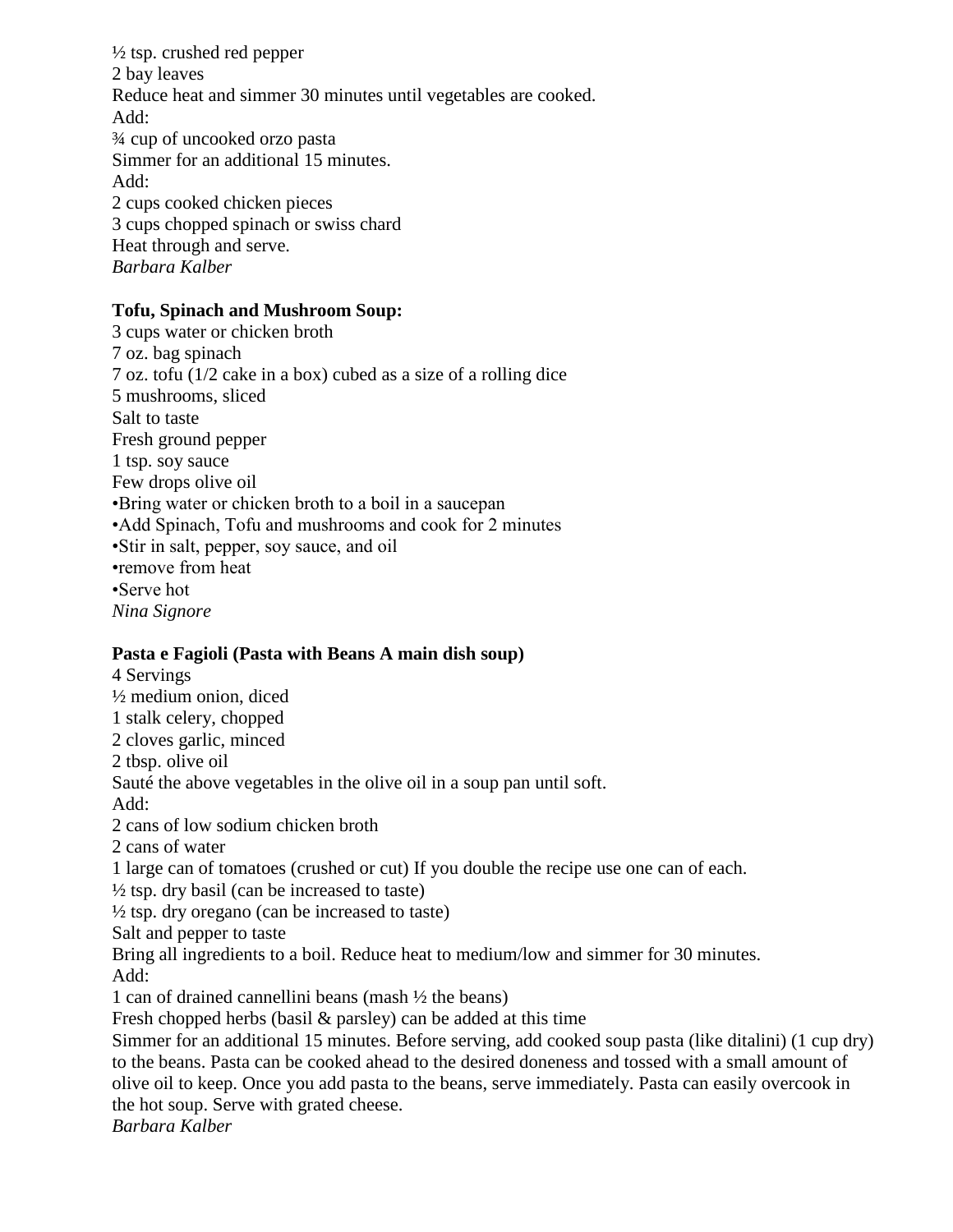½ tsp. crushed red pepper
2 bay leaves
Reduce heat and simmer 30 minutes until vegetables are cooked.
Add:
¾ cup of uncooked orzo pasta
Simmer for an additional 15 minutes.
Add:
2 cups cooked chicken pieces
3 cups chopped spinach or swiss chard
Heat through and serve.
*Barbara Kalber*

**Tofu, Spinach and Mushroom Soup:**
3 cups water or chicken broth
7 oz. bag spinach
7 oz. tofu (1/2 cake in a box) cubed as a size of a rolling dice
5 mushrooms, sliced
Salt to taste
Fresh ground pepper
1 tsp. soy sauce
Few drops olive oil
•Bring water or chicken broth to a boil in a saucepan
•Add Spinach, Tofu and mushrooms and cook for 2 minutes
•Stir in salt, pepper, soy sauce, and oil
•remove from heat
•Serve hot
*Nina Signore*

**Pasta e Fagioli (Pasta with Beans A main dish soup)**
4 Servings
½ medium onion, diced
1 stalk celery, chopped
2 cloves garlic, minced
2 tbsp. olive oil
Sauté the above vegetables in the olive oil in a soup pan until soft.
Add:
2 cans of low sodium chicken broth
2 cans of water
1 large can of tomatoes (crushed or cut) If you double the recipe use one can of each.
½ tsp. dry basil (can be increased to taste)
½ tsp. dry oregano (can be increased to taste)
Salt and pepper to taste
Bring all ingredients to a boil. Reduce heat to medium/low and simmer for 30 minutes.
Add:
1 can of drained cannellini beans (mash ½ the beans)
Fresh chopped herbs (basil & parsley) can be added at this time
Simmer for an additional 15 minutes. Before serving, add cooked soup pasta (like ditalini) (1 cup dry) to the beans. Pasta can be cooked ahead to the desired doneness and tossed with a small amount of olive oil to keep. Once you add pasta to the beans, serve immediately. Pasta can easily overcook in the hot soup. Serve with grated cheese.
*Barbara Kalber*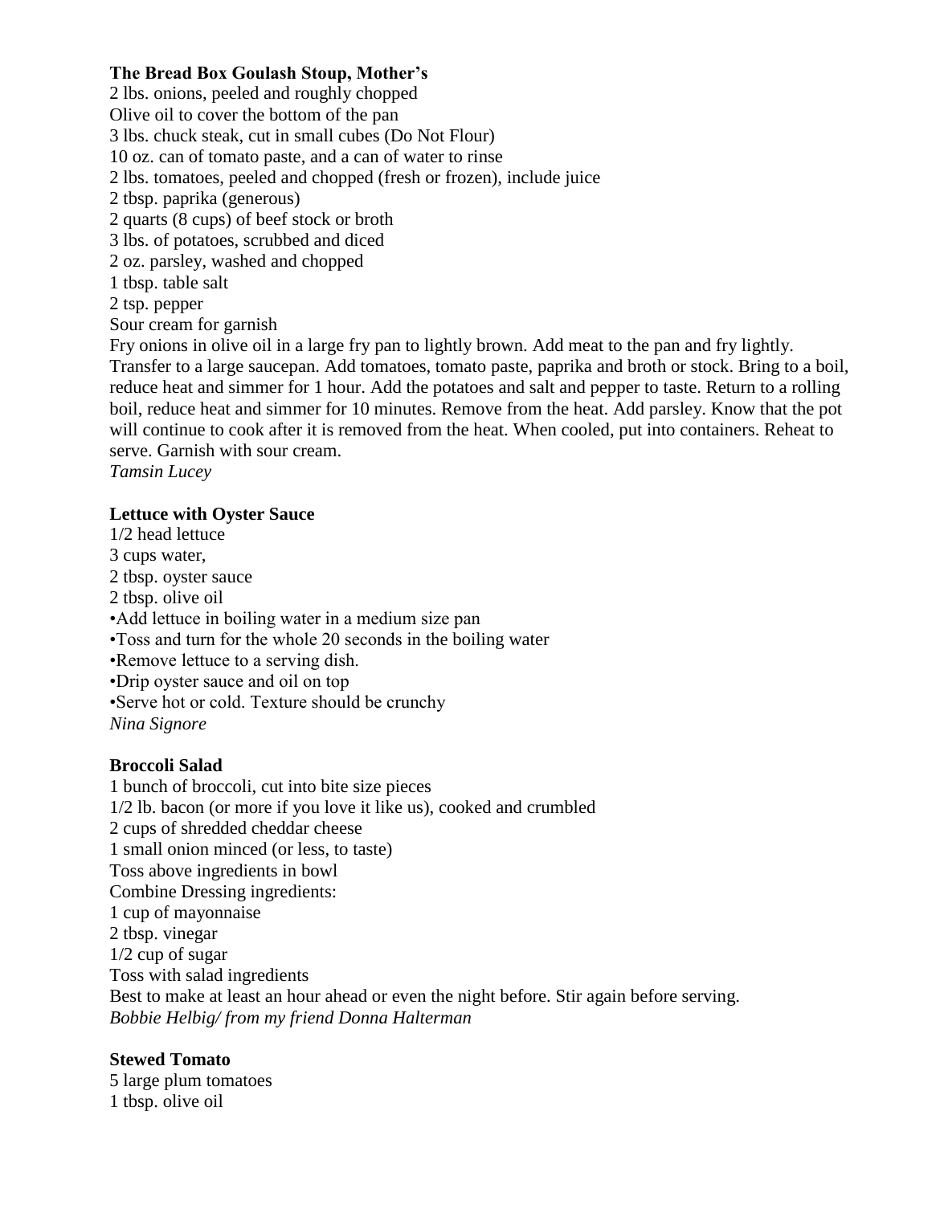**The Bread Box Goulash Stoup, Mother's**

2 lbs. onions, peeled and roughly chopped
Olive oil to cover the bottom of the pan
3 lbs. chuck steak, cut in small cubes (Do Not Flour)
10 oz. can of tomato paste, and a can of water to rinse
2 lbs. tomatoes, peeled and chopped (fresh or frozen), include juice
2 tbsp. paprika (generous)
2 quarts (8 cups) of beef stock or broth
3 lbs. of potatoes, scrubbed and diced
2 oz. parsley, washed and chopped
1 tbsp. table salt
2 tsp. pepper
Sour cream for garnish

Fry onions in olive oil in a large fry pan to lightly brown. Add meat to the pan and fry lightly. Transfer to a large saucepan. Add tomatoes, tomato paste, paprika and broth or stock. Bring to a boil, reduce heat and simmer for 1 hour. Add the potatoes and salt and pepper to taste. Return to a rolling boil, reduce heat and simmer for 10 minutes. Remove from the heat. Add parsley. Know that the pot will continue to cook after it is removed from the heat. When cooled, put into containers. Reheat to serve. Garnish with sour cream.

*Tamsin Lucey*

**Lettuce with Oyster Sauce**

1/2 head lettuce
3 cups water,
2 tbsp. oyster sauce
2 tbsp. olive oil

- Add lettuce in boiling water in a medium size pan
- Toss and turn for the whole 20 seconds in the boiling water
- Remove lettuce to a serving dish.
- Drip oyster sauce and oil on top
- Serve hot or cold. Texture should be crunchy

*Nina Signore*

**Broccoli Salad**

1 bunch of broccoli, cut into bite size pieces
1/2 lb. bacon (or more if you love it like us), cooked and crumbled
2 cups of shredded cheddar cheese
1 small onion minced (or less, to taste)
Toss above ingredients in bowl
Combine Dressing ingredients:
1 cup of mayonnaise
2 tbsp. vinegar
1/2 cup of sugar
Toss with salad ingredients
Best to make at least an hour ahead or even the night before. Stir again before serving.

*Bobbie Helbig/ from my friend Donna Halterman*

**Stewed Tomato**

5 large plum tomatoes
1 tbsp. olive oil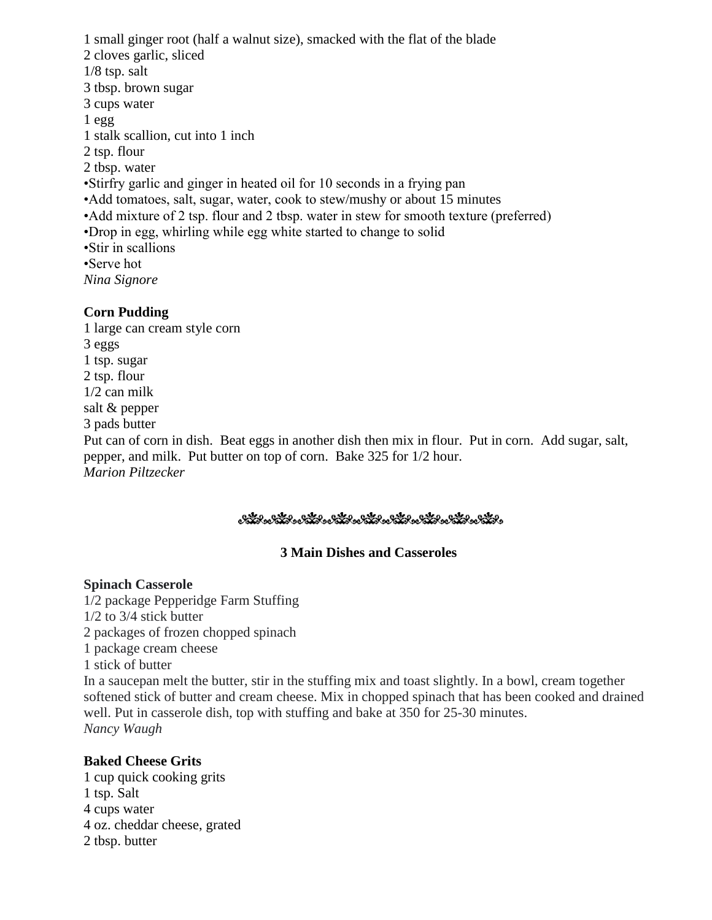1 small ginger root (half a walnut size), smacked with the flat of the blade
2 cloves garlic, sliced
1/8 tsp. salt
3 tbsp. brown sugar
3 cups water
1 egg
1 stalk scallion, cut into 1 inch
2 tsp. flour
2 tbsp. water

•Stirfry garlic and ginger in heated oil for 10 seconds in a frying pan
•Add tomatoes, salt, sugar, water, cook to stew/mushy or about 15 minutes
•Add mixture of 2 tsp. flour and 2 tbsp. water in stew for smooth texture (preferred)
•Drop in egg, whirling while egg white started to change to solid
•Stir in scallions
•Serve hot

*Nina Signore*

**Corn Pudding**

1 large can cream style corn
3 eggs
1 tsp. sugar
2 tsp. flour
1/2 can milk
salt & pepper
3 pads butter

Put can of corn in dish. Beat eggs in another dish then mix in flour. Put in corn. Add sugar, salt, pepper, and milk. Put butter on top of corn. Bake 325 for 1/2 hour.

*Marion Piltzecker*

## 3 Main Dishes and Casseroles

**Spinach Casserole**

1/2 package Pepperidge Farm Stuffing
1/2 to 3/4 stick butter
2 packages of frozen chopped spinach
1 package cream cheese
1 stick of butter

In a saucepan melt the butter, stir in the stuffing mix and toast slightly. In a bowl, cream together softened stick of butter and cream cheese. Mix in chopped spinach that has been cooked and drained well. Put in casserole dish, top with stuffing and bake at 350 for 25-30 minutes.

*Nancy Waugh*

**Baked Cheese Grits**

1 cup quick cooking grits
1 tsp. Salt
4 cups water
4 oz. cheddar cheese, grated
2 tbsp. butter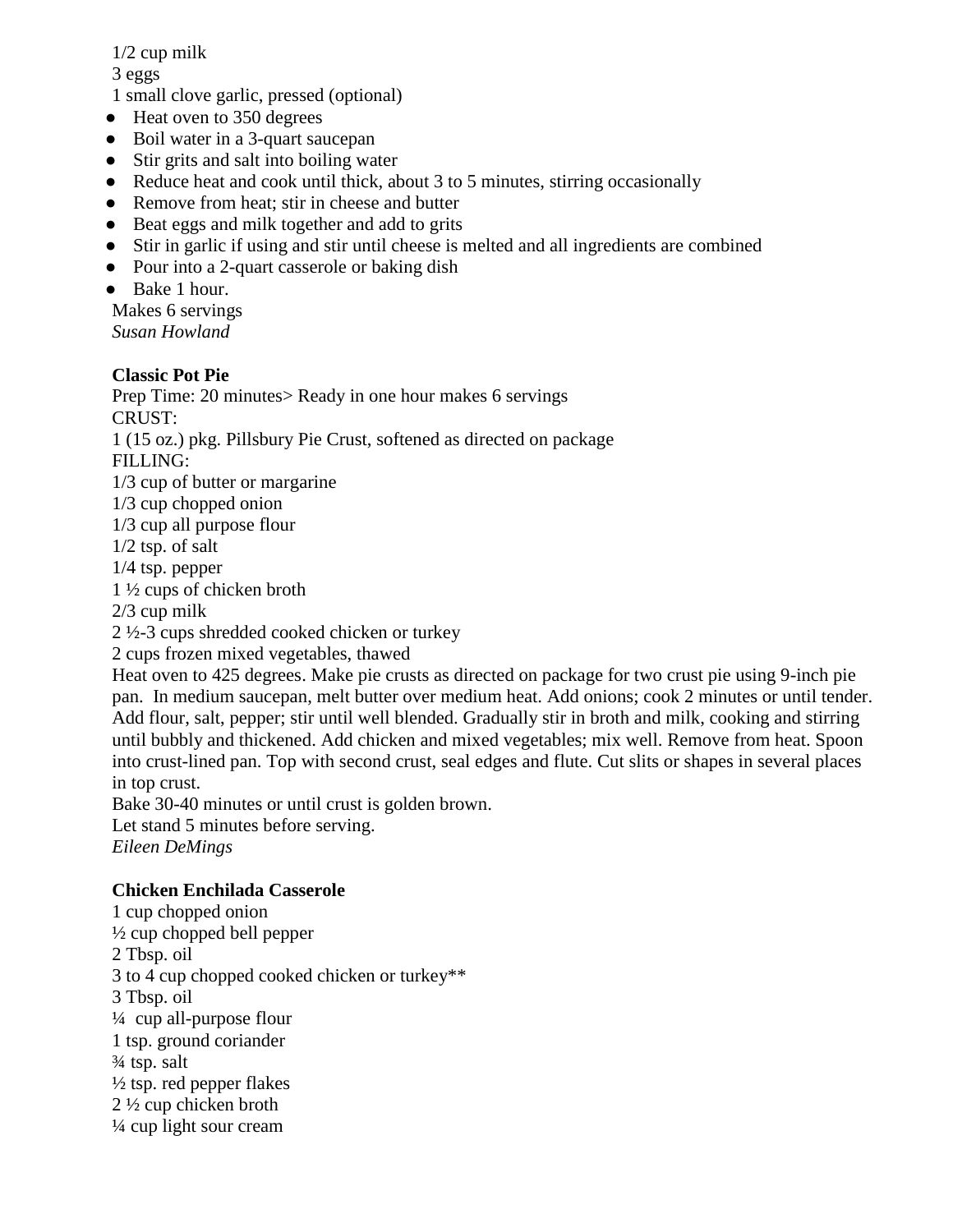1/2 cup milk
3 eggs
1 small clove garlic, pressed (optional)

- Heat oven to 350 degrees
- Boil water in a 3-quart saucepan
- Stir grits and salt into boiling water
- Reduce heat and cook until thick, about 3 to 5 minutes, stirring occasionally
- Remove from heat; stir in cheese and butter
- Beat eggs and milk together and add to grits
- Stir in garlic if using and stir until cheese is melted and all ingredients are combined
- Pour into a 2-quart casserole or baking dish
- Bake 1 hour.

Makes 6 servings
*Susan Howland*

**Classic Pot Pie**
Prep Time: 20 minutes> Ready in one hour makes 6 servings
CRUST:
1 (15 oz.) pkg. Pillsbury Pie Crust, softened as directed on package
FILLING:
1/3 cup of butter or margarine
1/3 cup chopped onion
1/3 cup all purpose flour
1/2 tsp. of salt
1/4 tsp. pepper
1 ½ cups of chicken broth
2/3 cup milk
2 ½-3 cups shredded cooked chicken or turkey
2 cups frozen mixed vegetables, thawed
Heat oven to 425 degrees. Make pie crusts as directed on package for two crust pie using 9-inch pie pan. In medium saucepan, melt butter over medium heat. Add onions; cook 2 minutes or until tender. Add flour, salt, pepper; stir until well blended. Gradually stir in broth and milk, cooking and stirring until bubbly and thickened. Add chicken and mixed vegetables; mix well. Remove from heat. Spoon into crust-lined pan. Top with second crust, seal edges and flute. Cut slits or shapes in several places in top crust.
Bake 30-40 minutes or until crust is golden brown.
Let stand 5 minutes before serving.
*Eileen DeMings*

**Chicken Enchilada Casserole**
1 cup chopped onion
½ cup chopped bell pepper
2 Tbsp. oil
3 to 4 cup chopped cooked chicken or turkey**
3 Tbsp. oil
¼ cup all-purpose flour
1 tsp. ground coriander
¾ tsp. salt
½ tsp. red pepper flakes
2 ½ cup chicken broth
¼ cup light sour cream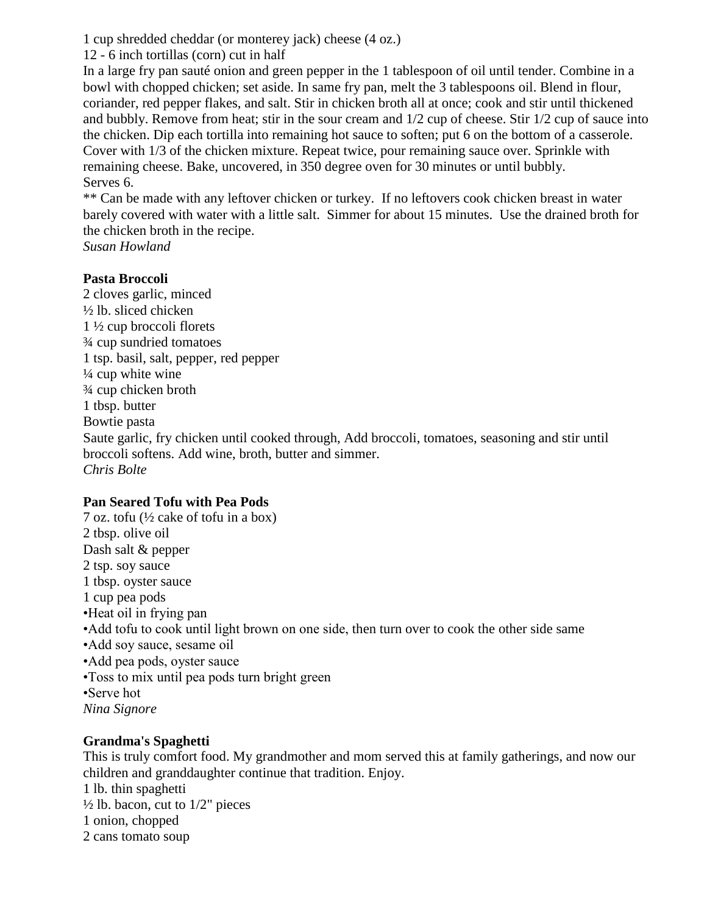1 cup shredded cheddar (or monterey jack) cheese (4 oz.)
12 - 6 inch tortillas (corn) cut in half
In a large fry pan sauté onion and green pepper in the 1 tablespoon of oil until tender. Combine in a bowl with chopped chicken; set aside. In same fry pan, melt the 3 tablespoons oil. Blend in flour, coriander, red pepper flakes, and salt. Stir in chicken broth all at once; cook and stir until thickened and bubbly. Remove from heat; stir in the sour cream and 1/2 cup of cheese. Stir 1/2 cup of sauce into the chicken. Dip each tortilla into remaining hot sauce to soften; put 6 on the bottom of a casserole. Cover with 1/3 of the chicken mixture. Repeat twice, pour remaining sauce over. Sprinkle with remaining cheese. Bake, uncovered, in 350 degree oven for 30 minutes or until bubbly.
Serves 6.
** Can be made with any leftover chicken or turkey. If no leftovers cook chicken breast in water barely covered with water with a little salt. Simmer for about 15 minutes. Use the drained broth for the chicken broth in the recipe.
*Susan Howland*

**Pasta Broccoli**
2 cloves garlic, minced
½ lb. sliced chicken
1 ½ cup broccoli florets
¾ cup sundried tomatoes
1 tsp. basil, salt, pepper, red pepper
¼ cup white wine
¾ cup chicken broth
1 tbsp. butter
Bowtie pasta
Saute garlic, fry chicken until cooked through, Add broccoli, tomatoes, seasoning and stir until broccoli softens. Add wine, broth, butter and simmer.
*Chris Bolte*

**Pan Seared Tofu with Pea Pods**
7 oz. tofu (½ cake of tofu in a box)
2 tbsp. olive oil
Dash salt & pepper
2 tsp. soy sauce
1 tbsp. oyster sauce
1 cup pea pods
•Heat oil in frying pan
•Add tofu to cook until light brown on one side, then turn over to cook the other side same
•Add soy sauce, sesame oil
•Add pea pods, oyster sauce
•Toss to mix until pea pods turn bright green
•Serve hot
*Nina Signore*

**Grandma's Spaghetti**
This is truly comfort food. My grandmother and mom served this at family gatherings, and now our children and granddaughter continue that tradition. Enjoy.
1 lb. thin spaghetti
½ lb. bacon, cut to 1/2" pieces
1 onion, chopped
2 cans tomato soup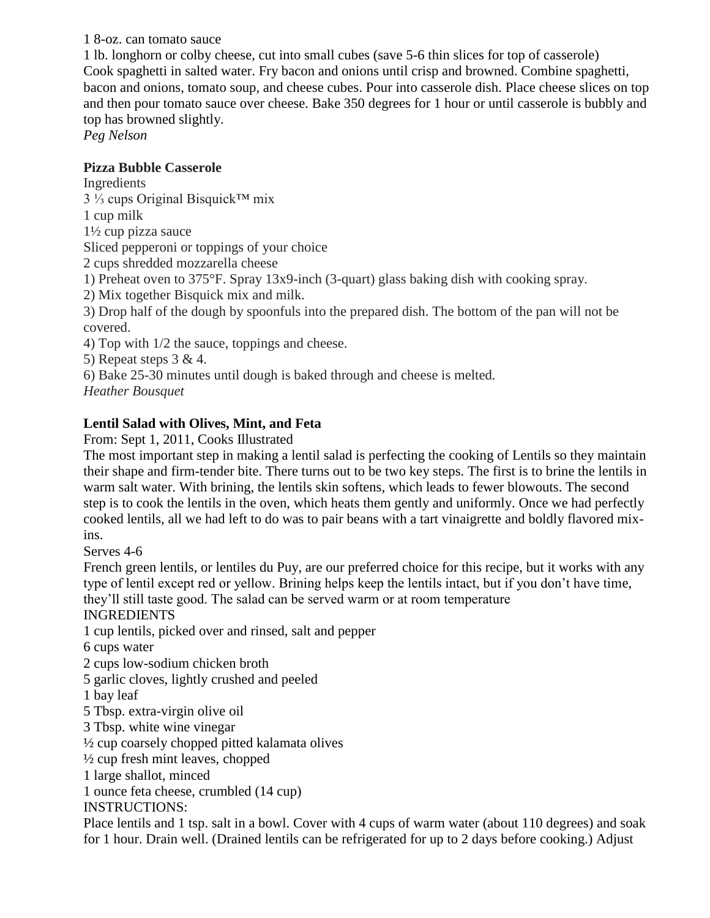1 8-oz. can tomato sauce

1 lb. longhorn or colby cheese, cut into small cubes (save 5-6 thin slices for top of casserole)

Cook spaghetti in salted water. Fry bacon and onions until crisp and browned. Combine spaghetti, bacon and onions, tomato soup, and cheese cubes. Pour into casserole dish. Place cheese slices on top and then pour tomato sauce over cheese. Bake 350 degrees for 1 hour or until casserole is bubbly and top has browned slightly.

*Peg Nelson*

**Pizza Bubble Casserole**

Ingredients

3 ⅓ cups Original Bisquick™ mix

1 cup milk

1½ cup pizza sauce

Sliced pepperoni or toppings of your choice

2 cups shredded mozzarella cheese

1) Preheat oven to 375°F. Spray 13x9-inch (3-quart) glass baking dish with cooking spray.

2) Mix together Bisquick mix and milk.

3) Drop half of the dough by spoonfuls into the prepared dish. The bottom of the pan will not be covered.

4) Top with 1/2 the sauce, toppings and cheese.

5) Repeat steps 3 & 4.

6) Bake 25-30 minutes until dough is baked through and cheese is melted.

*Heather Bousquet*

**Lentil Salad with Olives, Mint, and Feta**

From: Sept 1, 2011, Cooks Illustrated

The most important step in making a lentil salad is perfecting the cooking of Lentils so they maintain their shape and firm-tender bite. There turns out to be two key steps. The first is to brine the lentils in warm salt water. With brining, the lentils skin softens, which leads to fewer blowouts. The second step is to cook the lentils in the oven, which heats them gently and uniformly. Once we had perfectly cooked lentils, all we had left to do was to pair beans with a tart vinaigrette and boldly flavored mix-ins.

Serves 4-6

French green lentils, or lentiles du Puy, are our preferred choice for this recipe, but it works with any type of lentil except red or yellow. Brining helps keep the lentils intact, but if you don't have time, they'll still taste good. The salad can be served warm or at room temperature

INGREDIENTS

1 cup lentils, picked over and rinsed, salt and pepper

6 cups water

2 cups low-sodium chicken broth

5 garlic cloves, lightly crushed and peeled

1 bay leaf

5 Tbsp. extra-virgin olive oil

3 Tbsp. white wine vinegar

½ cup coarsely chopped pitted kalamata olives

½ cup fresh mint leaves, chopped

1 large shallot, minced

1 ounce feta cheese, crumbled (14 cup)

INSTRUCTIONS:

Place lentils and 1 tsp. salt in a bowl. Cover with 4 cups of warm water (about 110 degrees) and soak for 1 hour. Drain well. (Drained lentils can be refrigerated for up to 2 days before cooking.) Adjust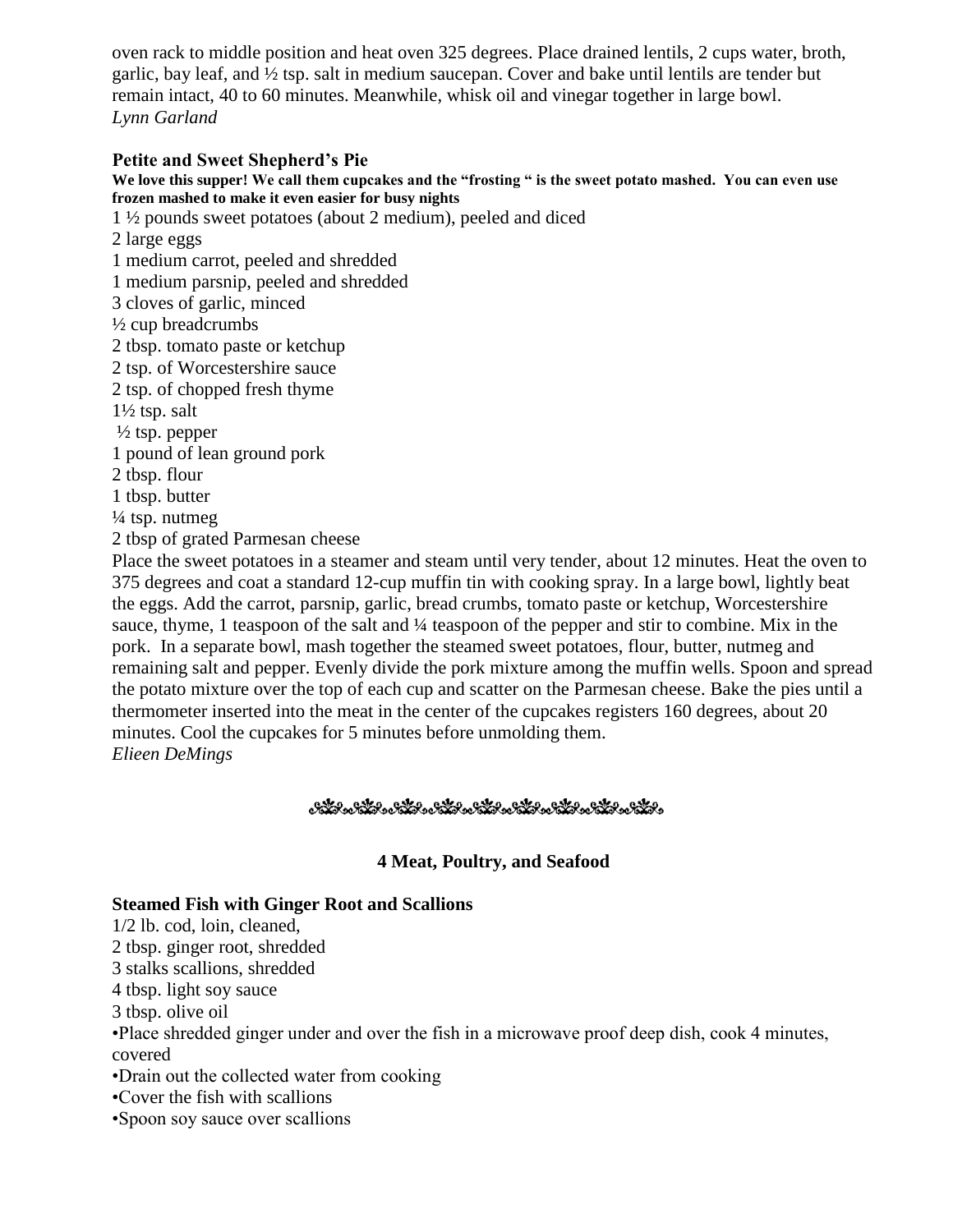oven rack to middle position and heat oven 325 degrees. Place drained lentils, 2 cups water, broth, garlic, bay leaf, and ½ tsp. salt in medium saucepan. Cover and bake until lentils are tender but remain intact, 40 to 60 minutes. Meanwhile, whisk oil and vinegar together in large bowl.
*Lynn Garland*

### Petite and Sweet Shepherd's Pie

**We love this supper! We call them cupcakes and the "frosting " is the sweet potato mashed. You can even use frozen mashed to make it even easier for busy nights**

1 ½ pounds sweet potatoes (about 2 medium), peeled and diced
2 large eggs
1 medium carrot, peeled and shredded
1 medium parsnip, peeled and shredded
3 cloves of garlic, minced
½ cup breadcrumbs
2 tbsp. tomato paste or ketchup
2 tsp. of Worcestershire sauce
2 tsp. of chopped fresh thyme
1½ tsp. salt
½ tsp. pepper
1 pound of lean ground pork
2 tbsp. flour
1 tbsp. butter
¼ tsp. nutmeg
2 tbsp of grated Parmesan cheese

Place the sweet potatoes in a steamer and steam until very tender, about 12 minutes. Heat the oven to 375 degrees and coat a standard 12-cup muffin tin with cooking spray. In a large bowl, lightly beat the eggs. Add the carrot, parsnip, garlic, bread crumbs, tomato paste or ketchup, Worcestershire sauce, thyme, 1 teaspoon of the salt and ¼ teaspoon of the pepper and stir to combine. Mix in the pork. In a separate bowl, mash together the steamed sweet potatoes, flour, butter, nutmeg and remaining salt and pepper. Evenly divide the pork mixture among the muffin wells. Spoon and spread the potato mixture over the top of each cup and scatter on the Parmesan cheese. Bake the pies until a thermometer inserted into the meat in the center of the cupcakes registers 160 degrees, about 20 minutes. Cool the cupcakes for 5 minutes before unmolding them.
*Elieen DeMings*

## 4 Meat, Poultry, and Seafood

### Steamed Fish with Ginger Root and Scallions

1/2 lb. cod, loin, cleaned,
2 tbsp. ginger root, shredded
3 stalks scallions, shredded
4 tbsp. light soy sauce
3 tbsp. olive oil

- Place shredded ginger under and over the fish in a microwave proof deep dish, cook 4 minutes, covered
- Drain out the collected water from cooking
- Cover the fish with scallions
- Spoon soy sauce over scallions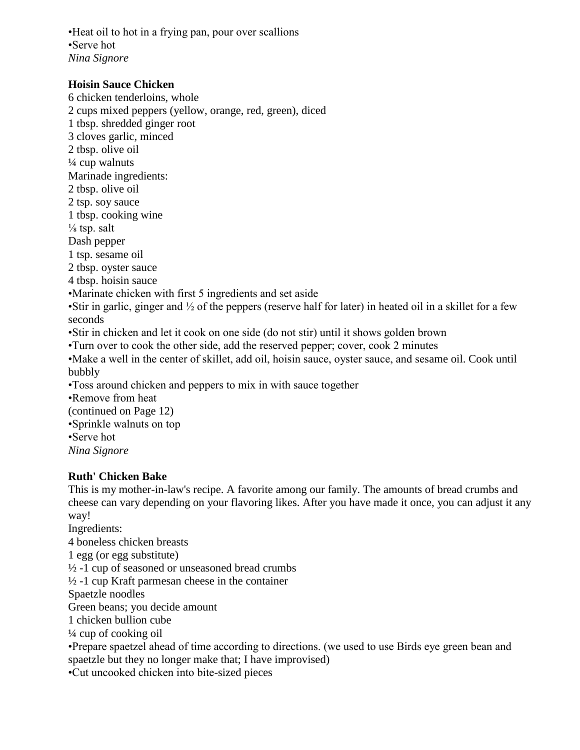•Heat oil to hot in a frying pan, pour over scallions
•Serve hot
*Nina Signore*

**Hoisin Sauce Chicken**

6 chicken tenderloins, whole
2 cups mixed peppers (yellow, orange, red, green), diced
1 tbsp. shredded ginger root
3 cloves garlic, minced
2 tbsp. olive oil
¼ cup walnuts
Marinade ingredients:
2 tbsp. olive oil
2 tsp. soy sauce
1 tbsp. cooking wine
⅛ tsp. salt
Dash pepper
1 tsp. sesame oil
2 tbsp. oyster sauce
4 tbsp. hoisin sauce
•Marinate chicken with first 5 ingredients and set aside
•Stir in garlic, ginger and ½ of the peppers (reserve half for later) in heated oil in a skillet for a few seconds
•Stir in chicken and let it cook on one side (do not stir) until it shows golden brown
•Turn over to cook the other side, add the reserved pepper; cover, cook 2 minutes
•Make a well in the center of skillet, add oil, hoisin sauce, oyster sauce, and sesame oil. Cook until bubbly
•Toss around chicken and peppers to mix in with sauce together
•Remove from heat
(continued on Page 12)
•Sprinkle walnuts on top
•Serve hot
*Nina Signore*

**Ruth' Chicken Bake**

This is my mother-in-law's recipe. A favorite among our family. The amounts of bread crumbs and cheese can vary depending on your flavoring likes. After you have made it once, you can adjust it any way!
Ingredients:
4 boneless chicken breasts
1 egg (or egg substitute)
½ -1 cup of seasoned or unseasoned bread crumbs
½ -1 cup Kraft parmesan cheese in the container
Spaetzle noodles
Green beans; you decide amount
1 chicken bullion cube
¼ cup of cooking oil
•Prepare spaetzel ahead of time according to directions. (we used to use Birds eye green bean and spaetzle but they no longer make that; I have improvised)
•Cut uncooked chicken into bite-sized pieces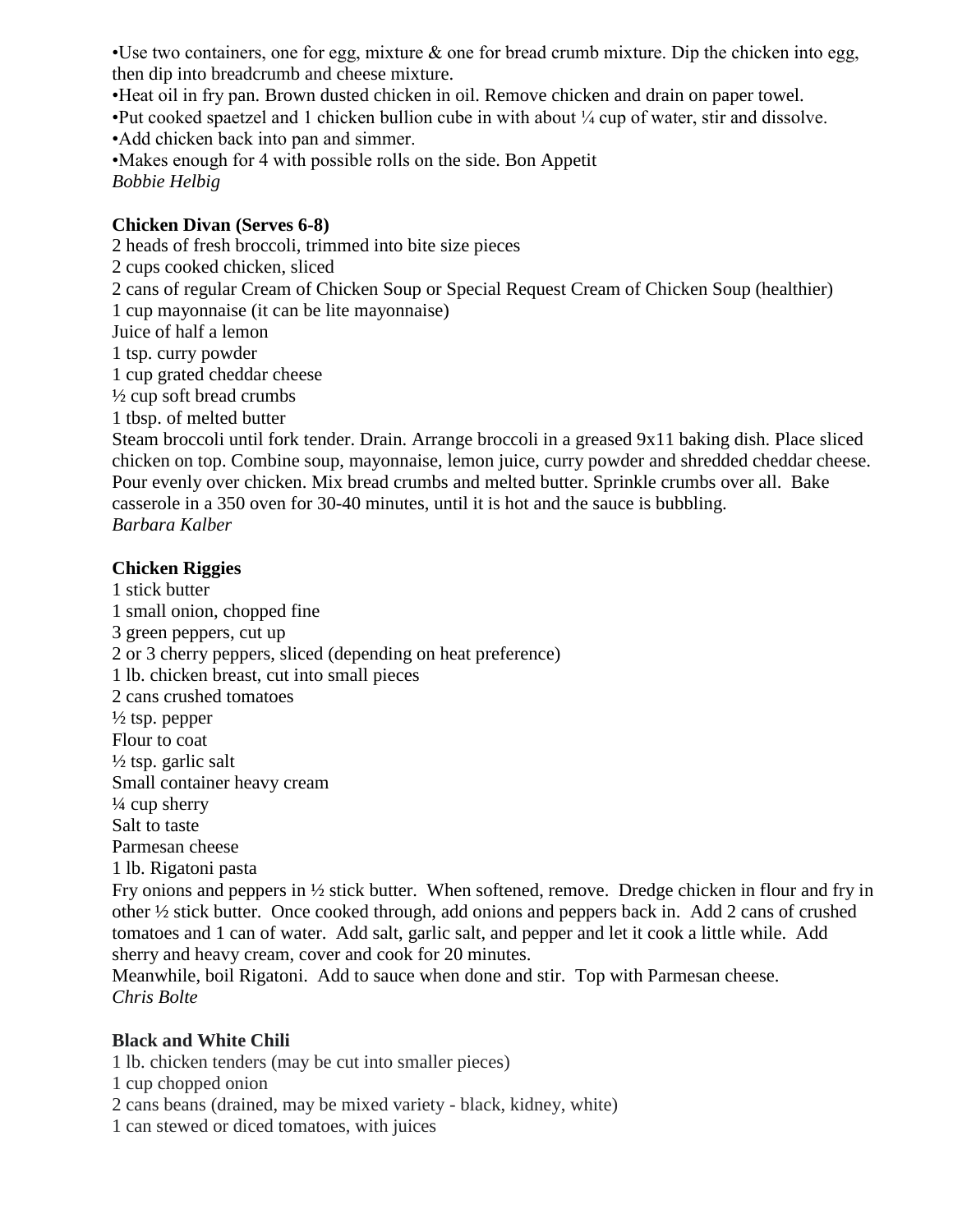- Use two containers, one for egg, mixture & one for bread crumb mixture. Dip the chicken into egg, then dip into breadcrumb and cheese mixture.
- Heat oil in fry pan. Brown dusted chicken in oil. Remove chicken and drain on paper towel.
- Put cooked spaetzel and 1 chicken bullion cube in with about ¼ cup of water, stir and dissolve.
- Add chicken back into pan and simmer.
- Makes enough for 4 with possible rolls on the side. Bon Appetit

*Bobbie Helbig*

**Chicken Divan (Serves 6-8)**

2 heads of fresh broccoli, trimmed into bite size pieces
2 cups cooked chicken, sliced
2 cans of regular Cream of Chicken Soup or Special Request Cream of Chicken Soup (healthier)
1 cup mayonnaise (it can be lite mayonnaise)
Juice of half a lemon
1 tsp. curry powder
1 cup grated cheddar cheese
½ cup soft bread crumbs
1 tbsp. of melted butter

Steam broccoli until fork tender. Drain. Arrange broccoli in a greased 9x11 baking dish. Place sliced chicken on top. Combine soup, mayonnaise, lemon juice, curry powder and shredded cheddar cheese. Pour evenly over chicken. Mix bread crumbs and melted butter. Sprinkle crumbs over all. Bake casserole in a 350 oven for 30-40 minutes, until it is hot and the sauce is bubbling.

*Barbara Kalber*

**Chicken Riggies**

1 stick butter
1 small onion, chopped fine
3 green peppers, cut up
2 or 3 cherry peppers, sliced (depending on heat preference)
1 lb. chicken breast, cut into small pieces
2 cans crushed tomatoes
½ tsp. pepper
Flour to coat
½ tsp. garlic salt
Small container heavy cream
¼ cup sherry
Salt to taste
Parmesan cheese
1 lb. Rigatoni pasta

Fry onions and peppers in ½ stick butter. When softened, remove. Dredge chicken in flour and fry in other ½ stick butter. Once cooked through, add onions and peppers back in. Add 2 cans of crushed tomatoes and 1 can of water. Add salt, garlic salt, and pepper and let it cook a little while. Add sherry and heavy cream, cover and cook for 20 minutes.

Meanwhile, boil Rigatoni. Add to sauce when done and stir. Top with Parmesan cheese.

*Chris Bolte*

**Black and White Chili**

1 lb. chicken tenders (may be cut into smaller pieces)
1 cup chopped onion
2 cans beans (drained, may be mixed variety - black, kidney, white)
1 can stewed or diced tomatoes, with juices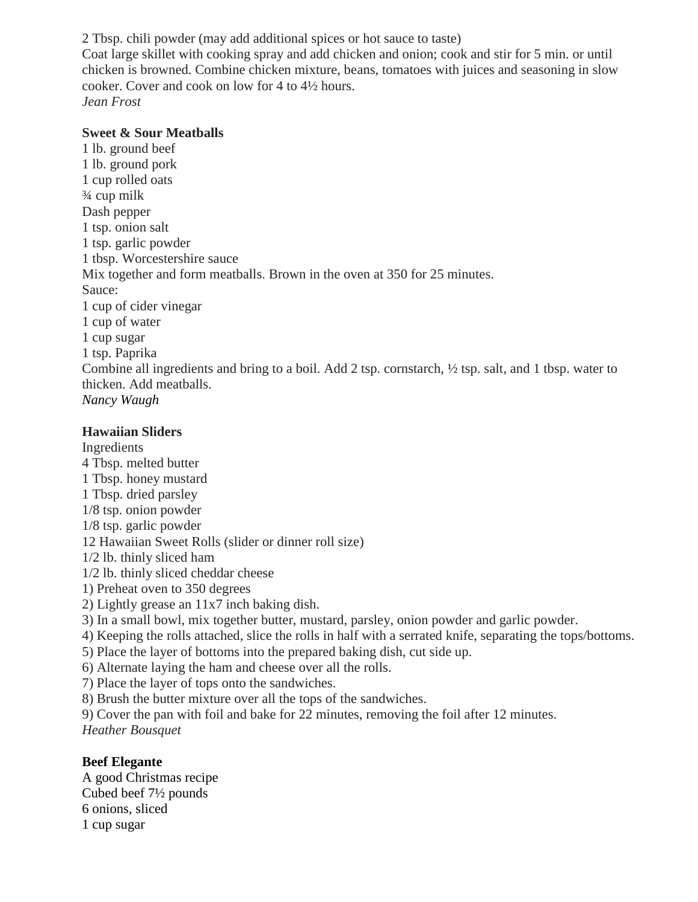2 Tbsp. chili powder (may add additional spices or hot sauce to taste)
Coat large skillet with cooking spray and add chicken and onion; cook and stir for 5 min. or until chicken is browned. Combine chicken mixture, beans, tomatoes with juices and seasoning in slow cooker. Cover and cook on low for 4 to 4½ hours.
*Jean Frost*

**Sweet & Sour Meatballs**
1 lb. ground beef
1 lb. ground pork
1 cup rolled oats
¾ cup milk
Dash pepper
1 tsp. onion salt
1 tsp. garlic powder
1 tbsp. Worcestershire sauce
Mix together and form meatballs. Brown in the oven at 350 for 25 minutes.
Sauce:
1 cup of cider vinegar
1 cup of water
1 cup sugar
1 tsp. Paprika
Combine all ingredients and bring to a boil. Add 2 tsp. cornstarch, ½ tsp. salt, and 1 tbsp. water to thicken. Add meatballs.
*Nancy Waugh*

**Hawaiian Sliders**
Ingredients
4 Tbsp. melted butter
1 Tbsp. honey mustard
1 Tbsp. dried parsley
1/8 tsp. onion powder
1/8 tsp. garlic powder
12 Hawaiian Sweet Rolls (slider or dinner roll size)
1/2 lb. thinly sliced ham
1/2 lb. thinly sliced cheddar cheese
1) Preheat oven to 350 degrees
2) Lightly grease an 11x7 inch baking dish.
3) In a small bowl, mix together butter, mustard, parsley, onion powder and garlic powder.
4) Keeping the rolls attached, slice the rolls in half with a serrated knife, separating the tops/bottoms.
5) Place the layer of bottoms into the prepared baking dish, cut side up.
6) Alternate laying the ham and cheese over all the rolls.
7) Place the layer of tops onto the sandwiches.
8) Brush the butter mixture over all the tops of the sandwiches.
9) Cover the pan with foil and bake for 22 minutes, removing the foil after 12 minutes.
*Heather Bousquet*

**Beef Elegante**
A good Christmas recipe
Cubed beef 7½ pounds
6 onions, sliced
1 cup sugar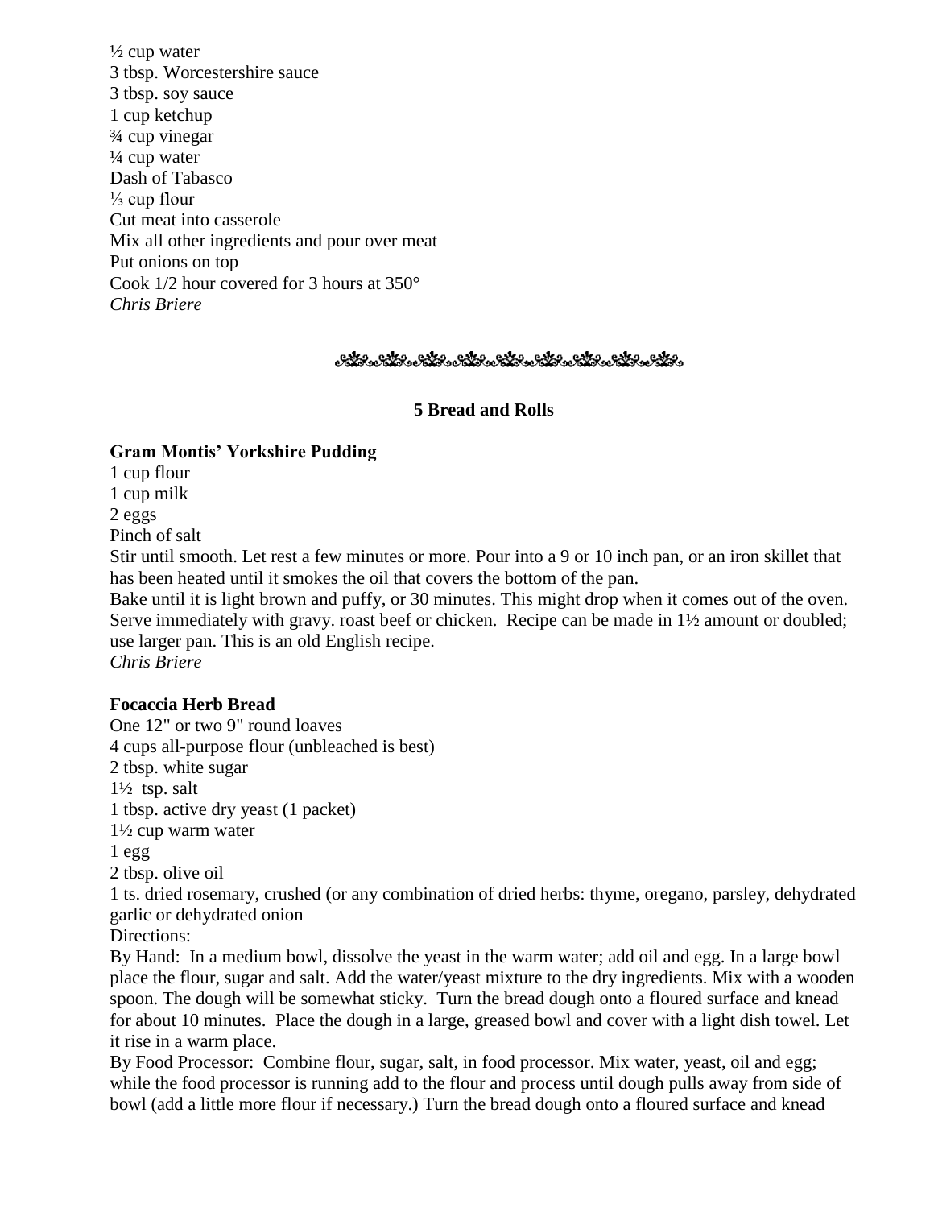½ cup water
3 tbsp. Worcestershire sauce
3 tbsp. soy sauce
1 cup ketchup
¾ cup vinegar
¼ cup water
Dash of Tabasco
⅓ cup flour
Cut meat into casserole
Mix all other ingredients and pour over meat
Put onions on top
Cook 1/2 hour covered for 3 hours at 350°
*Chris Briere*

## 5 Bread and Rolls

**Gram Montis' Yorkshire Pudding**
1 cup flour
1 cup milk
2 eggs
Pinch of salt
Stir until smooth. Let rest a few minutes or more. Pour into a 9 or 10 inch pan, or an iron skillet that has been heated until it smokes the oil that covers the bottom of the pan.
Bake until it is light brown and puffy, or 30 minutes. This might drop when it comes out of the oven. Serve immediately with gravy. roast beef or chicken. Recipe can be made in 1½ amount or doubled; use larger pan. This is an old English recipe.
*Chris Briere*

**Focaccia Herb Bread**
One 12" or two 9" round loaves
4 cups all-purpose flour (unbleached is best)
2 tbsp. white sugar
1½ tsp. salt
1 tbsp. active dry yeast (1 packet)
1½ cup warm water
1 egg
2 tbsp. olive oil
1 ts. dried rosemary, crushed (or any combination of dried herbs: thyme, oregano, parsley, dehydrated garlic or dehydrated onion
Directions:
By Hand: In a medium bowl, dissolve the yeast in the warm water; add oil and egg. In a large bowl place the flour, sugar and salt. Add the water/yeast mixture to the dry ingredients. Mix with a wooden spoon. The dough will be somewhat sticky. Turn the bread dough onto a floured surface and knead for about 10 minutes. Place the dough in a large, greased bowl and cover with a light dish towel. Let it rise in a warm place.
By Food Processor: Combine flour, sugar, salt, in food processor. Mix water, yeast, oil and egg; while the food processor is running add to the flour and process until dough pulls away from side of bowl (add a little more flour if necessary.) Turn the bread dough onto a floured surface and knead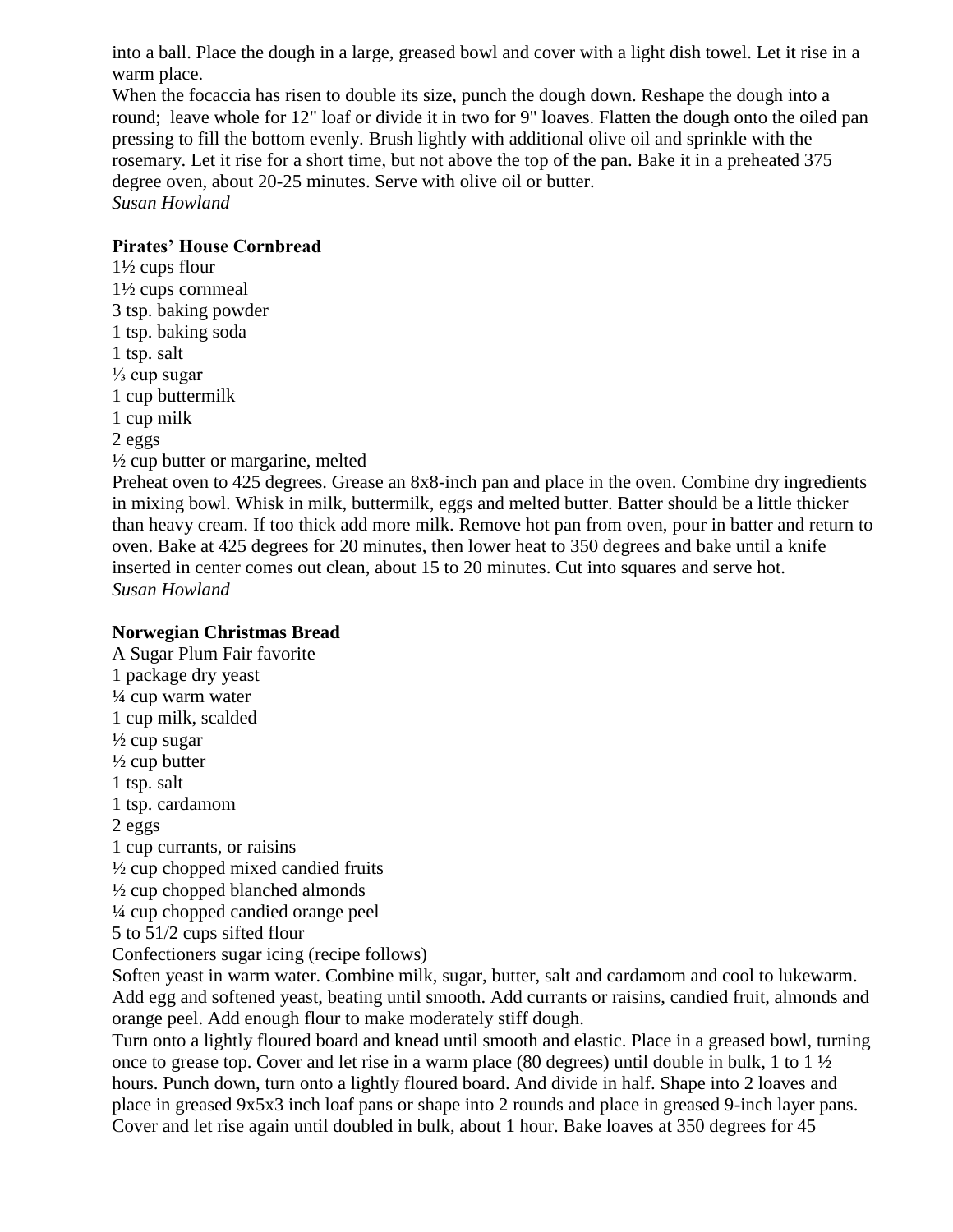into a ball. Place the dough in a large, greased bowl and cover with a light dish towel. Let it rise in a warm place.

When the focaccia has risen to double its size, punch the dough down. Reshape the dough into a round; leave whole for 12" loaf or divide it in two for 9" loaves. Flatten the dough onto the oiled pan pressing to fill the bottom evenly. Brush lightly with additional olive oil and sprinkle with the rosemary. Let it rise for a short time, but not above the top of the pan. Bake it in a preheated 375 degree oven, about 20-25 minutes. Serve with olive oil or butter.

*Susan Howland*

**Pirates' House Cornbread**

1½ cups flour
1½ cups cornmeal
3 tsp. baking powder
1 tsp. baking soda
1 tsp. salt
⅓ cup sugar
1 cup buttermilk
1 cup milk
2 eggs
½ cup butter or margarine, melted

Preheat oven to 425 degrees. Grease an 8x8-inch pan and place in the oven. Combine dry ingredients in mixing bowl. Whisk in milk, buttermilk, eggs and melted butter. Batter should be a little thicker than heavy cream. If too thick add more milk. Remove hot pan from oven, pour in batter and return to oven. Bake at 425 degrees for 20 minutes, then lower heat to 350 degrees and bake until a knife inserted in center comes out clean, about 15 to 20 minutes. Cut into squares and serve hot.

*Susan Howland*

**Norwegian Christmas Bread**

A Sugar Plum Fair favorite
1 package dry yeast
¼ cup warm water
1 cup milk, scalded
½ cup sugar
½ cup butter
1 tsp. salt
1 tsp. cardamom
2 eggs
1 cup currants, or raisins
½ cup chopped mixed candied fruits
½ cup chopped blanched almonds
¼ cup chopped candied orange peel
5 to 51/2 cups sifted flour
Confectioners sugar icing (recipe follows)

Soften yeast in warm water. Combine milk, sugar, butter, salt and cardamom and cool to lukewarm. Add egg and softened yeast, beating until smooth. Add currants or raisins, candied fruit, almonds and orange peel. Add enough flour to make moderately stiff dough.

Turn onto a lightly floured board and knead until smooth and elastic. Place in a greased bowl, turning once to grease top. Cover and let rise in a warm place (80 degrees) until double in bulk, 1 to 1 ½ hours. Punch down, turn onto a lightly floured board. And divide in half. Shape into 2 loaves and place in greased 9x5x3 inch loaf pans or shape into 2 rounds and place in greased 9-inch layer pans. Cover and let rise again until doubled in bulk, about 1 hour. Bake loaves at 350 degrees for 45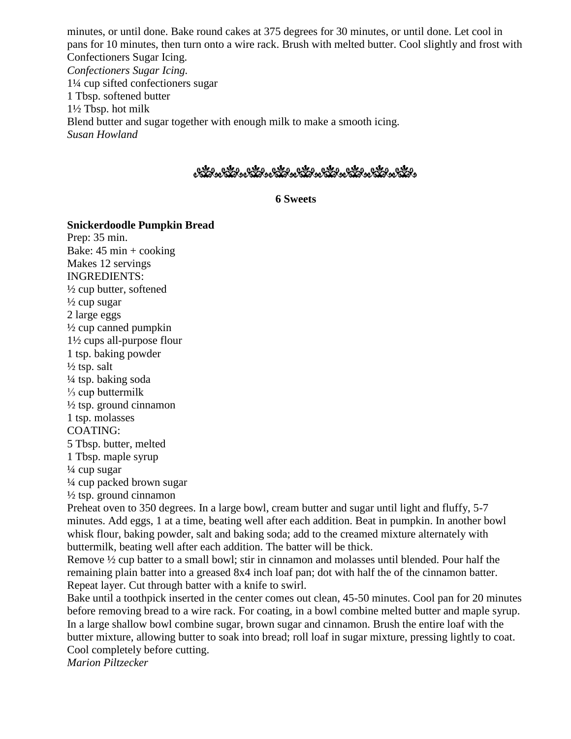minutes, or until done. Bake round cakes at 375 degrees for 30 minutes, or until done. Let cool in pans for 10 minutes, then turn onto a wire rack. Brush with melted butter. Cool slightly and frost with Confectioners Sugar Icing.

*Confectioners Sugar Icing.*

1¼ cup sifted confectioners sugar
1 Tbsp. softened butter
1½ Tbsp. hot milk

Blend butter and sugar together with enough milk to make a smooth icing.

*Susan Howland*

## 6 Sweets

**Snickerdoodle Pumpkin Bread**

Prep: 35 min.
Bake: 45 min + cooking
Makes 12 servings

INGREDIENTS:
½ cup butter, softened
½ cup sugar
2 large eggs
½ cup canned pumpkin
1½ cups all-purpose flour
1 tsp. baking powder
½ tsp. salt
¼ tsp. baking soda
⅓ cup buttermilk
½ tsp. ground cinnamon
1 tsp. molasses

COATING:
5 Tbsp. butter, melted
1 Tbsp. maple syrup
¼ cup sugar
¼ cup packed brown sugar
½ tsp. ground cinnamon

Preheat oven to 350 degrees. In a large bowl, cream butter and sugar until light and fluffy, 5-7 minutes. Add eggs, 1 at a time, beating well after each addition. Beat in pumpkin. In another bowl whisk flour, baking powder, salt and baking soda; add to the creamed mixture alternately with buttermilk, beating well after each addition. The batter will be thick.

Remove ½ cup batter to a small bowl; stir in cinnamon and molasses until blended. Pour half the remaining plain batter into a greased 8x4 inch loaf pan; dot with half the of the cinnamon batter. Repeat layer. Cut through batter with a knife to swirl.

Bake until a toothpick inserted in the center comes out clean, 45-50 minutes. Cool pan for 20 minutes before removing bread to a wire rack. For coating, in a bowl combine melted butter and maple syrup. In a large shallow bowl combine sugar, brown sugar and cinnamon. Brush the entire loaf with the butter mixture, allowing butter to soak into bread; roll loaf in sugar mixture, pressing lightly to coat. Cool completely before cutting.

*Marion Piltzecker*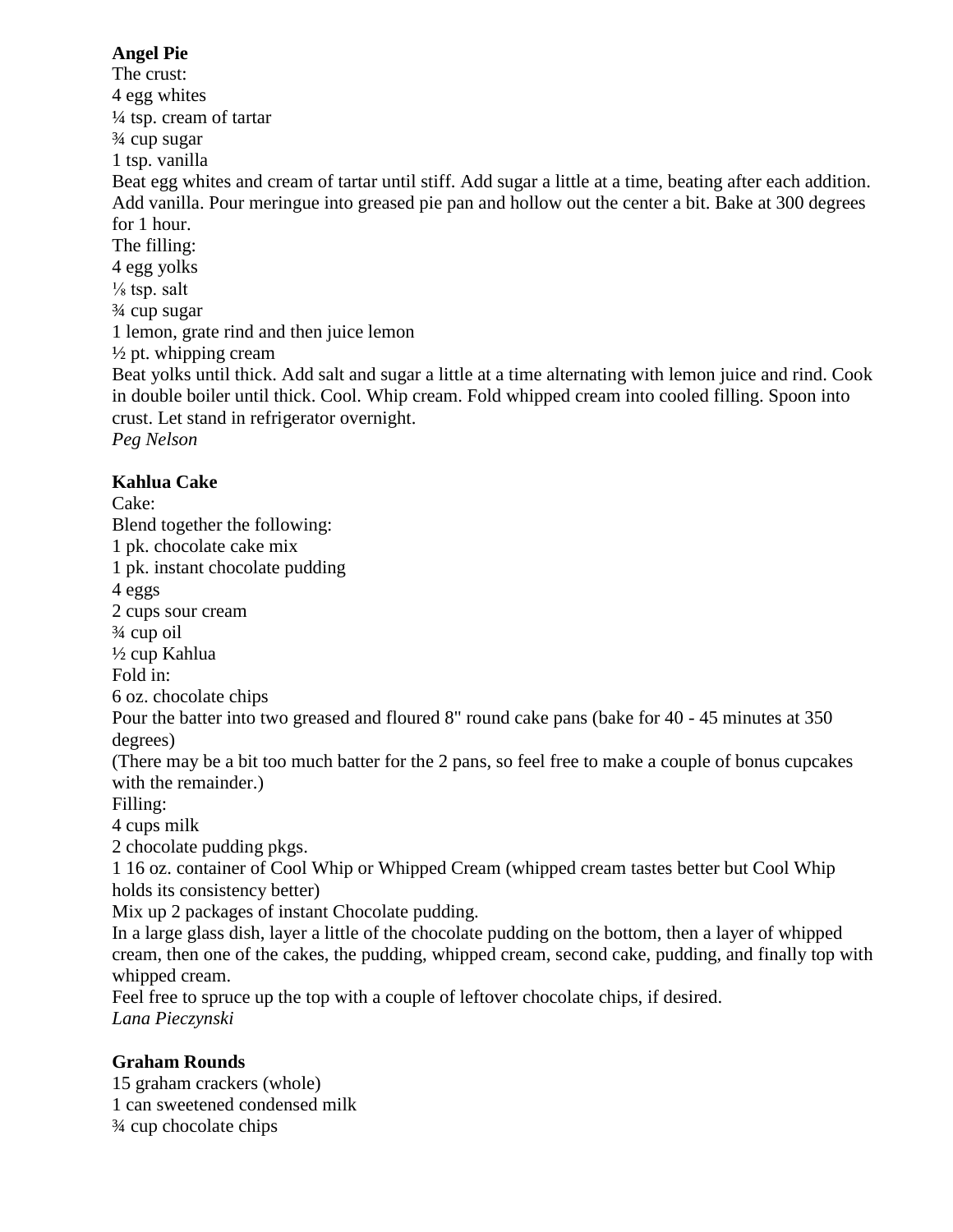**Angel Pie**

The crust:
4 egg whites
¼ tsp. cream of tartar
¾ cup sugar
1 tsp. vanilla
Beat egg whites and cream of tartar until stiff. Add sugar a little at a time, beating after each addition. Add vanilla. Pour meringue into greased pie pan and hollow out the center a bit. Bake at 300 degrees for 1 hour.
The filling:
4 egg yolks
⅛ tsp. salt
¾ cup sugar
1 lemon, grate rind and then juice lemon
½ pt. whipping cream
Beat yolks until thick. Add salt and sugar a little at a time alternating with lemon juice and rind. Cook in double boiler until thick. Cool. Whip cream. Fold whipped cream into cooled filling. Spoon into crust. Let stand in refrigerator overnight.
*Peg Nelson*

**Kahlua Cake**

Cake:
Blend together the following:
1 pk. chocolate cake mix
1 pk. instant chocolate pudding
4 eggs
2 cups sour cream
¾ cup oil
½ cup Kahlua
Fold in:
6 oz. chocolate chips
Pour the batter into two greased and floured 8" round cake pans (bake for 40 - 45 minutes at 350 degrees)
(There may be a bit too much batter for the 2 pans, so feel free to make a couple of bonus cupcakes with the remainder.)
Filling:
4 cups milk
2 chocolate pudding pkgs.
1 16 oz. container of Cool Whip or Whipped Cream (whipped cream tastes better but Cool Whip holds its consistency better)
Mix up 2 packages of instant Chocolate pudding.
In a large glass dish, layer a little of the chocolate pudding on the bottom, then a layer of whipped cream, then one of the cakes, the pudding, whipped cream, second cake, pudding, and finally top with whipped cream.
Feel free to spruce up the top with a couple of leftover chocolate chips, if desired.
*Lana Pieczynski*

**Graham Rounds**

15 graham crackers (whole)
1 can sweetened condensed milk
¾ cup chocolate chips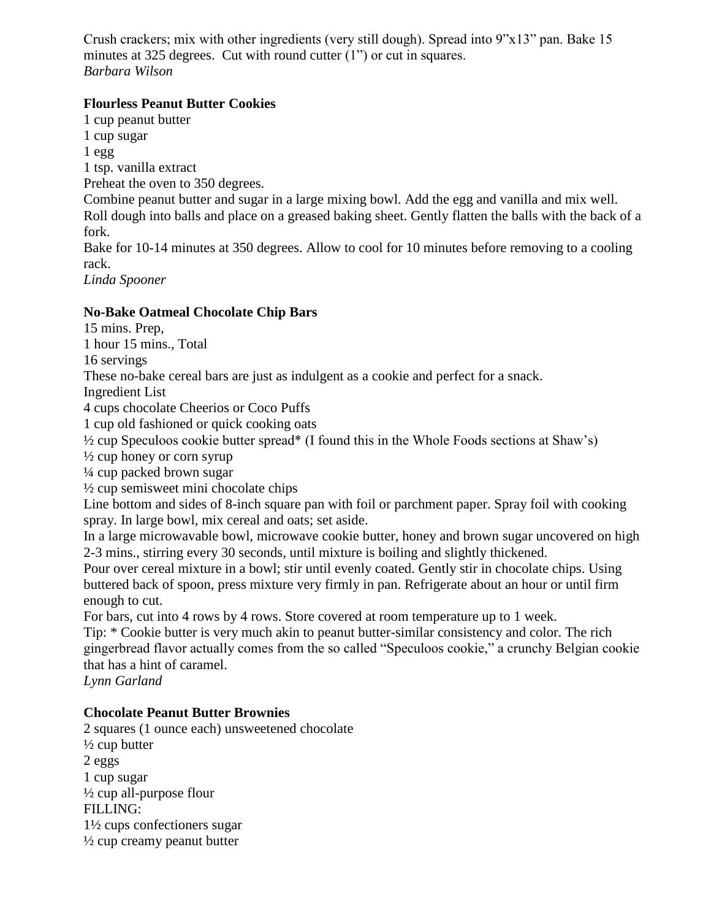Crush crackers; mix with other ingredients (very still dough). Spread into 9"x13" pan. Bake 15 minutes at 325 degrees. Cut with round cutter (1") or cut in squares.
*Barbara Wilson*

**Flourless Peanut Butter Cookies**

1 cup peanut butter
1 cup sugar
1 egg
1 tsp. vanilla extract
Preheat the oven to 350 degrees.
Combine peanut butter and sugar in a large mixing bowl. Add the egg and vanilla and mix well.
Roll dough into balls and place on a greased baking sheet. Gently flatten the balls with the back of a fork.
Bake for 10-14 minutes at 350 degrees. Allow to cool for 10 minutes before removing to a cooling rack.
*Linda Spooner*

**No-Bake Oatmeal Chocolate Chip Bars**

15 mins. Prep,
1 hour 15 mins., Total
16 servings
These no-bake cereal bars are just as indulgent as a cookie and perfect for a snack.
Ingredient List
4 cups chocolate Cheerios or Coco Puffs
1 cup old fashioned or quick cooking oats
½ cup Speculoos cookie butter spread* (I found this in the Whole Foods sections at Shaw's)
½ cup honey or corn syrup
¼ cup packed brown sugar
½ cup semisweet mini chocolate chips
Line bottom and sides of 8-inch square pan with foil or parchment paper. Spray foil with cooking spray. In large bowl, mix cereal and oats; set aside.
In a large microwavable bowl, microwave cookie butter, honey and brown sugar uncovered on high 2-3 mins., stirring every 30 seconds, until mixture is boiling and slightly thickened.
Pour over cereal mixture in a bowl; stir until evenly coated. Gently stir in chocolate chips. Using buttered back of spoon, press mixture very firmly in pan. Refrigerate about an hour or until firm enough to cut.
For bars, cut into 4 rows by 4 rows. Store covered at room temperature up to 1 week.
Tip: * Cookie butter is very much akin to peanut butter-similar consistency and color. The rich gingerbread flavor actually comes from the so called "Speculoos cookie," a crunchy Belgian cookie that has a hint of caramel.
*Lynn Garland*

**Chocolate Peanut Butter Brownies**

2 squares (1 ounce each) unsweetened chocolate
½ cup butter
2 eggs
1 cup sugar
½ cup all-purpose flour
FILLING:
1½ cups confectioners sugar
½ cup creamy peanut butter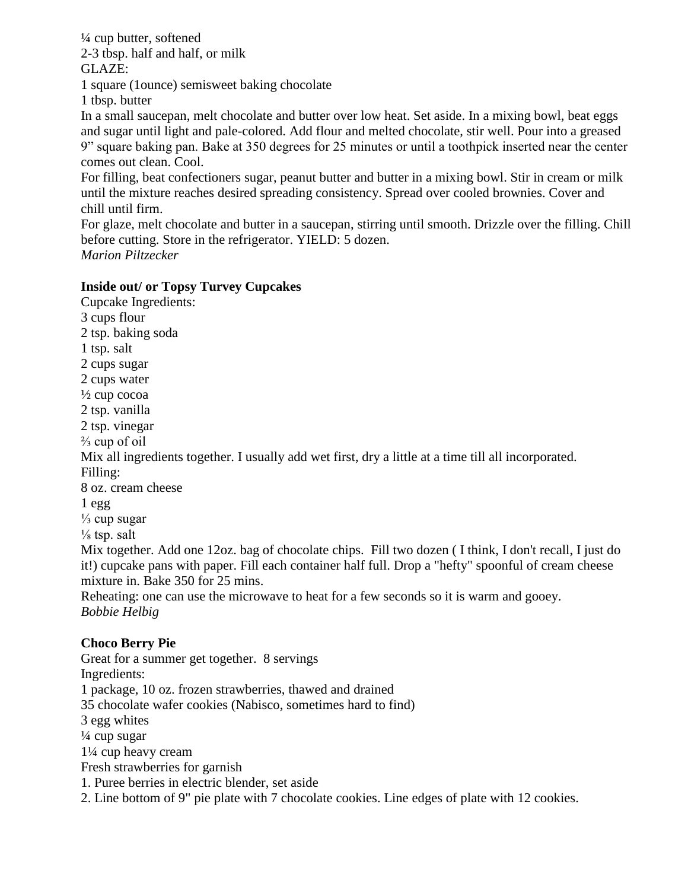¼ cup butter, softened
2-3 tbsp. half and half, or milk
GLAZE:
1 square (1ounce) semisweet baking chocolate
1 tbsp. butter

In a small saucepan, melt chocolate and butter over low heat. Set aside. In a mixing bowl, beat eggs and sugar until light and pale-colored. Add flour and melted chocolate, stir well. Pour into a greased 9" square baking pan. Bake at 350 degrees for 25 minutes or until a toothpick inserted near the center comes out clean. Cool.

For filling, beat confectioners sugar, peanut butter and butter in a mixing bowl. Stir in cream or milk until the mixture reaches desired spreading consistency. Spread over cooled brownies. Cover and chill until firm.

For glaze, melt chocolate and butter in a saucepan, stirring until smooth. Drizzle over the filling. Chill before cutting. Store in the refrigerator. YIELD: 5 dozen.

*Marion Piltzecker*

**Inside out/ or Topsy Turvey Cupcakes**

Cupcake Ingredients:
3 cups flour
2 tsp. baking soda
1 tsp. salt
2 cups sugar
2 cups water
½ cup cocoa
2 tsp. vanilla
2 tsp. vinegar
⅔ cup of oil

Mix all ingredients together. I usually add wet first, dry a little at a time till all incorporated.

Filling:
8 oz. cream cheese
1 egg
⅓ cup sugar
⅛ tsp. salt

Mix together. Add one 12oz. bag of chocolate chips. Fill two dozen ( I think, I don't recall, I just do it!) cupcake pans with paper. Fill each container half full. Drop a "hefty" spoonful of cream cheese mixture in. Bake 350 for 25 mins.

Reheating: one can use the microwave to heat for a few seconds so it is warm and gooey.

*Bobbie Helbig*

**Choco Berry Pie**

Great for a summer get together. 8 servings

Ingredients:
1 package, 10 oz. frozen strawberries, thawed and drained
35 chocolate wafer cookies (Nabisco, sometimes hard to find)
3 egg whites
¼ cup sugar
1¼ cup heavy cream
Fresh strawberries for garnish

1. Puree berries in electric blender, set aside
2. Line bottom of 9" pie plate with 7 chocolate cookies. Line edges of plate with 12 cookies.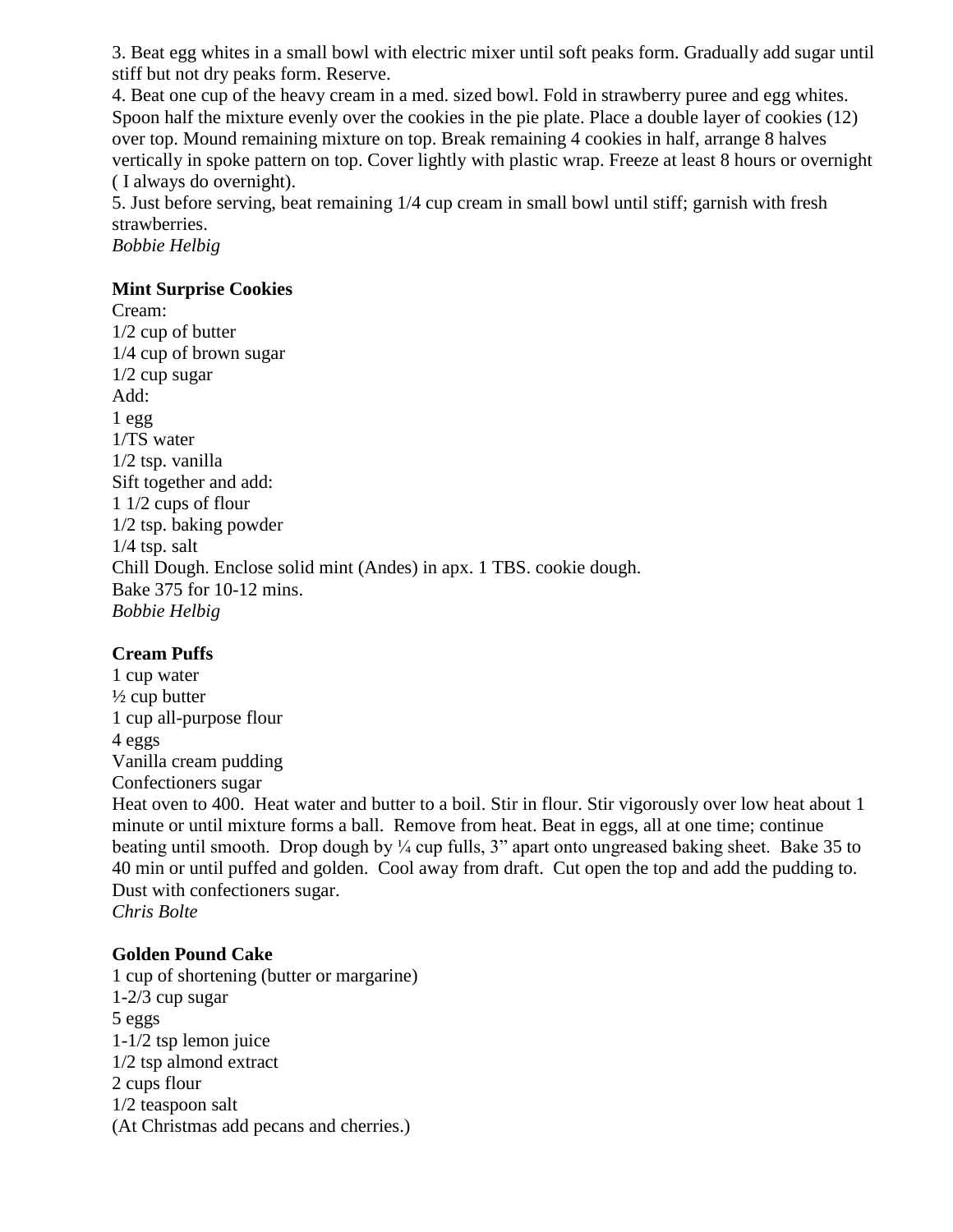3. Beat egg whites in a small bowl with electric mixer until soft peaks form. Gradually add sugar until stiff but not dry peaks form. Reserve.

4. Beat one cup of the heavy cream in a med. sized bowl. Fold in strawberry puree and egg whites. Spoon half the mixture evenly over the cookies in the pie plate. Place a double layer of cookies (12) over top. Mound remaining mixture on top. Break remaining 4 cookies in half, arrange 8 halves vertically in spoke pattern on top. Cover lightly with plastic wrap. Freeze at least 8 hours or overnight ( I always do overnight).

5. Just before serving, beat remaining 1/4 cup cream in small bowl until stiff; garnish with fresh strawberries.

*Bobbie Helbig*

**Mint Surprise Cookies**

Cream:
1/2 cup of butter
1/4 cup of brown sugar
1/2 cup sugar
Add:
1 egg
1/TS water
1/2 tsp. vanilla
Sift together and add:
1 1/2 cups of flour
1/2 tsp. baking powder
1/4 tsp. salt
Chill Dough. Enclose solid mint (Andes) in apx. 1 TBS. cookie dough.
Bake 375 for 10-12 mins.
*Bobbie Helbig*

**Cream Puffs**

1 cup water
½ cup butter
1 cup all-purpose flour
4 eggs
Vanilla cream pudding
Confectioners sugar
Heat oven to 400. Heat water and butter to a boil. Stir in flour. Stir vigorously over low heat about 1 minute or until mixture forms a ball. Remove from heat. Beat in eggs, all at one time; continue beating until smooth. Drop dough by ¼ cup fulls, 3" apart onto ungreased baking sheet. Bake 35 to 40 min or until puffed and golden. Cool away from draft. Cut open the top and add the pudding to. Dust with confectioners sugar.
*Chris Bolte*

**Golden Pound Cake**

1 cup of shortening (butter or margarine)
1-2/3 cup sugar
5 eggs
1-1/2 tsp lemon juice
1/2 tsp almond extract
2 cups flour
1/2 teaspoon salt
(At Christmas add pecans and cherries.)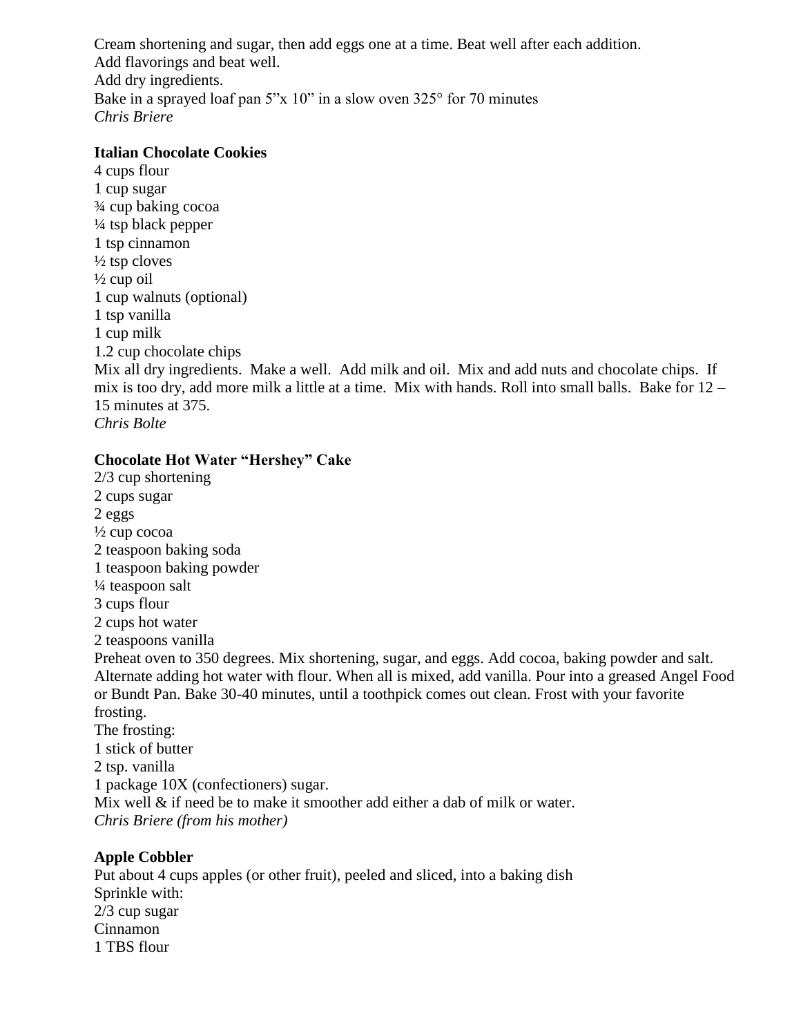Cream shortening and sugar, then add eggs one at a time. Beat well after each addition.
Add flavorings and beat well.
Add dry ingredients.
Bake in a sprayed loaf pan 5”x 10” in a slow oven 325° for 70 minutes
*Chris Briere*

**Italian Chocolate Cookies**
4 cups flour
1 cup sugar
¾ cup baking cocoa
¼ tsp black pepper
1 tsp cinnamon
½ tsp cloves
½ cup oil
1 cup walnuts (optional)
1 tsp vanilla
1 cup milk
1.2 cup chocolate chips
Mix all dry ingredients. Make a well. Add milk and oil. Mix and add nuts and chocolate chips. If mix is too dry, add more milk a little at a time. Mix with hands. Roll into small balls. Bake for 12 – 15 minutes at 375.
*Chris Bolte*

**Chocolate Hot Water “Hershey” Cake**
2/3 cup shortening
2 cups sugar
2 eggs
½ cup cocoa
2 teaspoon baking soda
1 teaspoon baking powder
¼ teaspoon salt
3 cups flour
2 cups hot water
2 teaspoons vanilla
Preheat oven to 350 degrees. Mix shortening, sugar, and eggs. Add cocoa, baking powder and salt. Alternate adding hot water with flour. When all is mixed, add vanilla. Pour into a greased Angel Food or Bundt Pan. Bake 30-40 minutes, until a toothpick comes out clean. Frost with your favorite frosting.
The frosting:
1 stick of butter
2 tsp. vanilla
1 package 10X (confectioners) sugar.
Mix well & if need be to make it smoother add either a dab of milk or water.
*Chris Briere (from his mother)*

**Apple Cobbler**
Put about 4 cups apples (or other fruit), peeled and sliced, into a baking dish
Sprinkle with:
2/3 cup sugar
Cinnamon
1 TBS flour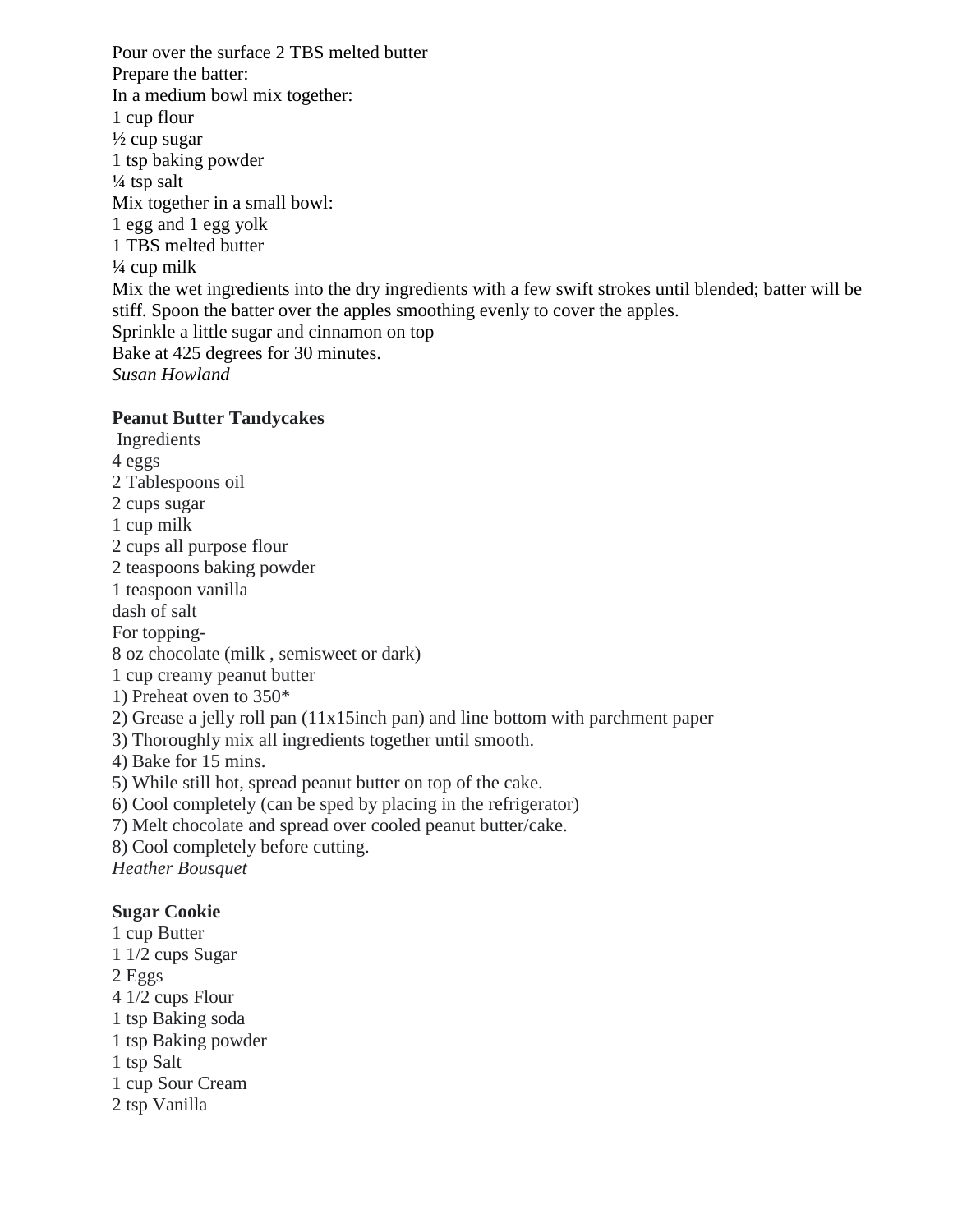Pour over the surface 2 TBS melted butter
Prepare the batter:
In a medium bowl mix together:
1 cup flour
½ cup sugar
1 tsp baking powder
¼ tsp salt
Mix together in a small bowl:
1 egg and 1 egg yolk
1 TBS melted butter
¼ cup milk
Mix the wet ingredients into the dry ingredients with a few swift strokes until blended; batter will be stiff. Spoon the batter over the apples smoothing evenly to cover the apples.
Sprinkle a little sugar and cinnamon on top
Bake at 425 degrees for 30 minutes.
*Susan Howland*

**Peanut Butter Tandycakes**
Ingredients
4 eggs
2 Tablespoons oil
2 cups sugar
1 cup milk
2 cups all purpose flour
2 teaspoons baking powder
1 teaspoon vanilla
dash of salt
For topping-
8 oz chocolate (milk , semisweet or dark)
1 cup creamy peanut butter
1) Preheat oven to 350*
2) Grease a jelly roll pan (11x15inch pan) and line bottom with parchment paper
3) Thoroughly mix all ingredients together until smooth.
4) Bake for 15 mins.
5) While still hot, spread peanut butter on top of the cake.
6) Cool completely (can be sped by placing in the refrigerator)
7) Melt chocolate and spread over cooled peanut butter/cake.
8) Cool completely before cutting.
*Heather Bousquet*

**Sugar Cookie**
1 cup Butter
1 1/2 cups Sugar
2 Eggs
4 1/2 cups Flour
1 tsp Baking soda
1 tsp Baking powder
1 tsp Salt
1 cup Sour Cream
2 tsp Vanilla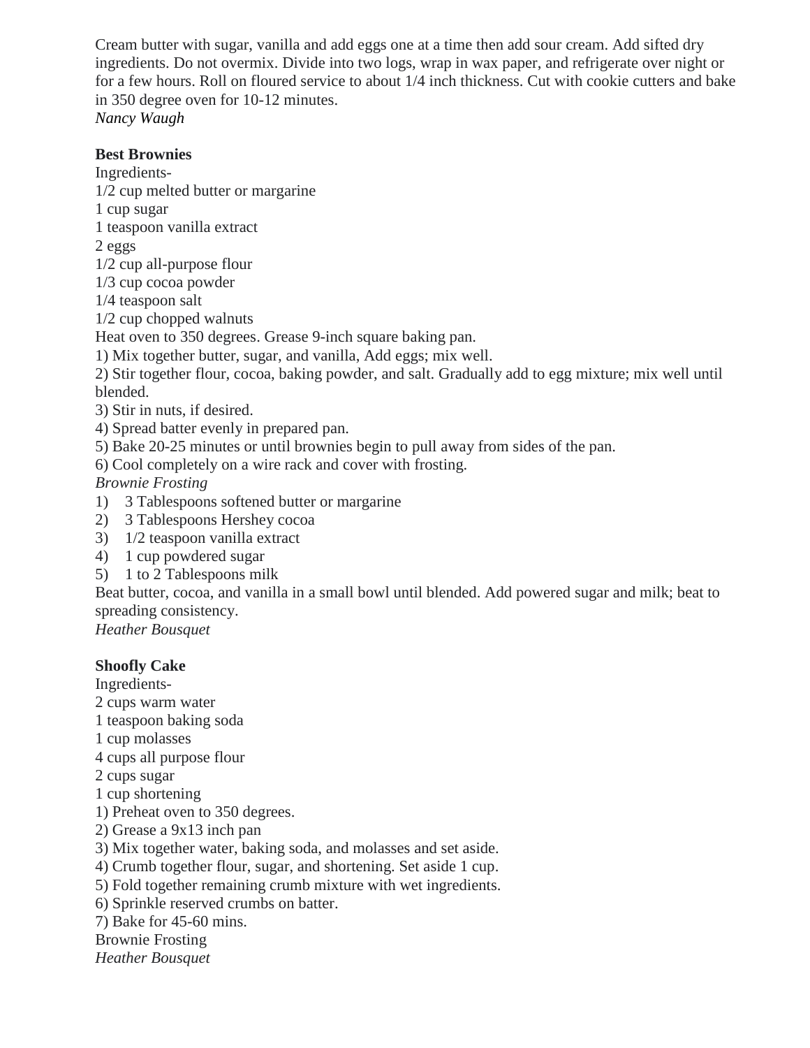Cream butter with sugar, vanilla and add eggs one at a time then add sour cream. Add sifted dry ingredients. Do not overmix. Divide into two logs, wrap in wax paper, and refrigerate over night or for a few hours. Roll on floured service to about 1/4 inch thickness. Cut with cookie cutters and bake in 350 degree oven for 10-12 minutes.
*Nancy Waugh*

**Best Brownies**
Ingredients-
1/2 cup melted butter or margarine
1 cup sugar
1 teaspoon vanilla extract
2 eggs
1/2 cup all-purpose flour
1/3 cup cocoa powder
1/4 teaspoon salt
1/2 cup chopped walnuts
Heat oven to 350 degrees. Grease 9-inch square baking pan.
1) Mix together butter, sugar, and vanilla, Add eggs; mix well.
2) Stir together flour, cocoa, baking powder, and salt. Gradually add to egg mixture; mix well until blended.
3) Stir in nuts, if desired.
4) Spread batter evenly in prepared pan.
5) Bake 20-25 minutes or until brownies begin to pull away from sides of the pan.
6) Cool completely on a wire rack and cover with frosting.
*Brownie Frosting*
1) 3 Tablespoons softened butter or margarine
2) 3 Tablespoons Hershey cocoa
3) 1/2 teaspoon vanilla extract
4) 1 cup powdered sugar
5) 1 to 2 Tablespoons milk
Beat butter, cocoa, and vanilla in a small bowl until blended. Add powered sugar and milk; beat to spreading consistency.
*Heather Bousquet*

**Shoofly Cake**
Ingredients-
2 cups warm water
1 teaspoon baking soda
1 cup molasses
4 cups all purpose flour
2 cups sugar
1 cup shortening
1) Preheat oven to 350 degrees.
2) Grease a 9x13 inch pan
3) Mix together water, baking soda, and molasses and set aside.
4) Crumb together flour, sugar, and shortening. Set aside 1 cup.
5) Fold together remaining crumb mixture with wet ingredients.
6) Sprinkle reserved crumbs on batter.
7) Bake for 45-60 mins.
Brownie Frosting
*Heather Bousquet*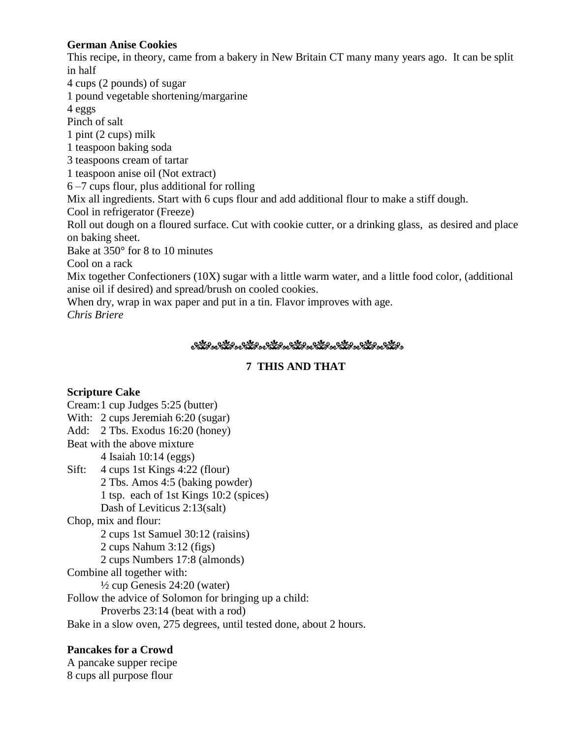**German Anise Cookies**

This recipe, in theory, came from a bakery in New Britain CT many many years ago. It can be split in half

4 cups (2 pounds) of sugar
1 pound vegetable shortening/margarine
4 eggs
Pinch of salt
1 pint (2 cups) milk
1 teaspoon baking soda
3 teaspoons cream of tartar
1 teaspoon anise oil (Not extract)
6 –7 cups flour, plus additional for rolling

Mix all ingredients. Start with 6 cups flour and add additional flour to make a stiff dough.
Cool in refrigerator (Freeze)
Roll out dough on a floured surface. Cut with cookie cutter, or a drinking glass, as desired and place on baking sheet.
Bake at 350° for 8 to 10 minutes
Cool on a rack
Mix together Confectioners (10X) sugar with a little warm water, and a little food color, (additional anise oil if desired) and spread/brush on cooled cookies.
When dry, wrap in wax paper and put in a tin. Flavor improves with age.

*Chris Briere*

## 7 THIS AND THAT

**Scripture Cake**

Cream: 1 cup Judges 5:25 (butter)
With: 2 cups Jeremiah 6:20 (sugar)
Add: 2 Tbs. Exodus 16:20 (honey)
Beat with the above mixture
 4 Isaiah 10:14 (eggs)
Sift: 4 cups 1st Kings 4:22 (flour)
 2 Tbs. Amos 4:5 (baking powder)
 1 tsp. each of 1st Kings 10:2 (spices)
 Dash of Leviticus 2:13(salt)
Chop, mix and flour:
 2 cups 1st Samuel 30:12 (raisins)
 2 cups Nahum 3:12 (figs)
 2 cups Numbers 17:8 (almonds)
Combine all together with:
 ½ cup Genesis 24:20 (water)
Follow the advice of Solomon for bringing up a child:
 Proverbs 23:14 (beat with a rod)
Bake in a slow oven, 275 degrees, until tested done, about 2 hours.

**Pancakes for a Crowd**

A pancake supper recipe
8 cups all purpose flour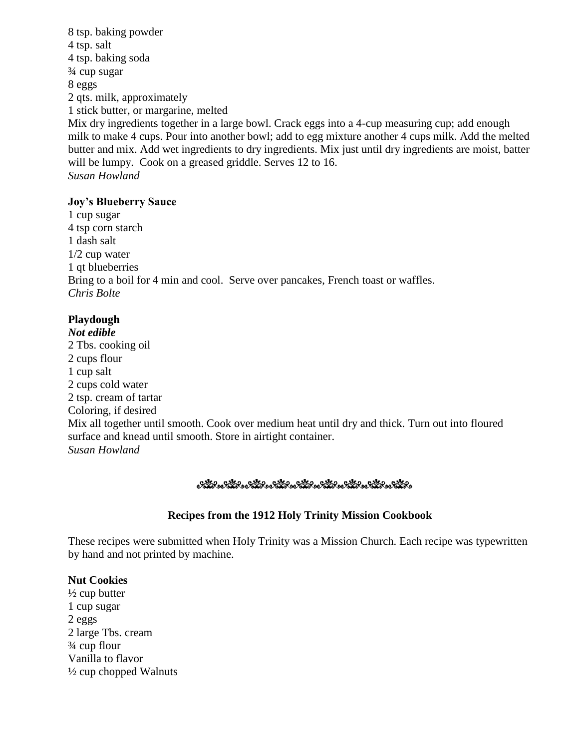8 tsp. baking powder
4 tsp. salt
4 tsp. baking soda
¾ cup sugar
8 eggs
2 qts. milk, approximately
1 stick butter, or margarine, melted

Mix dry ingredients together in a large bowl. Crack eggs into a 4-cup measuring cup; add enough milk to make 4 cups. Pour into another bowl; add to egg mixture another 4 cups milk. Add the melted butter and mix. Add wet ingredients to dry ingredients. Mix just until dry ingredients are moist, batter will be lumpy. Cook on a greased griddle. Serves 12 to 16.

*Susan Howland*

**Joy's Blueberry Sauce**

1 cup sugar
4 tsp corn starch
1 dash salt
1/2 cup water
1 qt blueberries

Bring to a boil for 4 min and cool. Serve over pancakes, French toast or waffles.

*Chris Bolte*

**Playdough**

***Not edible***

2 Tbs. cooking oil
2 cups flour
1 cup salt
2 cups cold water
2 tsp. cream of tartar
Coloring, if desired

Mix all together until smooth. Cook over medium heat until dry and thick. Turn out into floured surface and knead until smooth. Store in airtight container.

*Susan Howland*

**Recipes from the 1912 Holy Trinity Mission Cookbook**

These recipes were submitted when Holy Trinity was a Mission Church. Each recipe was typewritten by hand and not printed by machine.

**Nut Cookies**

½ cup butter
1 cup sugar
2 eggs
2 large Tbs. cream
¾ cup flour
Vanilla to flavor
½ cup chopped Walnuts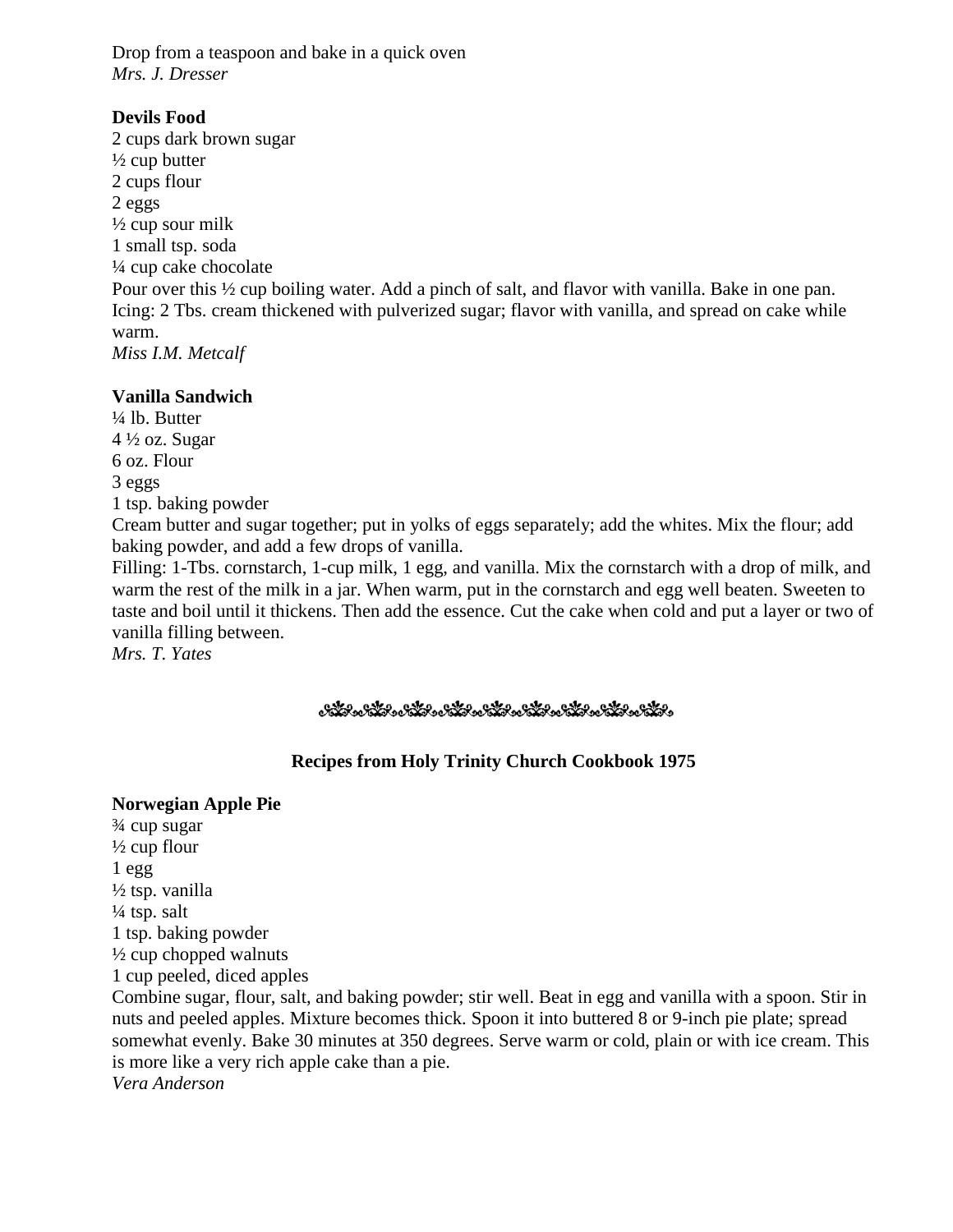Drop from a teaspoon and bake in a quick oven
*Mrs. J. Dresser*

**Devils Food**
2 cups dark brown sugar
½ cup butter
2 cups flour
2 eggs
½ cup sour milk
1 small tsp. soda
¼ cup cake chocolate
Pour over this ½ cup boiling water. Add a pinch of salt, and flavor with vanilla. Bake in one pan.
Icing: 2 Tbs. cream thickened with pulverized sugar; flavor with vanilla, and spread on cake while warm.
*Miss I.M. Metcalf*

**Vanilla Sandwich**
¼ lb. Butter
4 ½ oz. Sugar
6 oz. Flour
3 eggs
1 tsp. baking powder
Cream butter and sugar together; put in yolks of eggs separately; add the whites. Mix the flour; add baking powder, and add a few drops of vanilla.
Filling: 1-Tbs. cornstarch, 1-cup milk, 1 egg, and vanilla. Mix the cornstarch with a drop of milk, and warm the rest of the milk in a jar. When warm, put in the cornstarch and egg well beaten. Sweeten to taste and boil until it thickens. Then add the essence. Cut the cake when cold and put a layer or two of vanilla filling between.
*Mrs. T. Yates*

## Recipes from Holy Trinity Church Cookbook 1975

**Norwegian Apple Pie**
¾ cup sugar
½ cup flour
1 egg
½ tsp. vanilla
¼ tsp. salt
1 tsp. baking powder
½ cup chopped walnuts
1 cup peeled, diced apples
Combine sugar, flour, salt, and baking powder; stir well. Beat in egg and vanilla with a spoon. Stir in nuts and peeled apples. Mixture becomes thick. Spoon it into buttered 8 or 9-inch pie plate; spread somewhat evenly. Bake 30 minutes at 350 degrees. Serve warm or cold, plain or with ice cream. This is more like a very rich apple cake than a pie.
*Vera Anderson*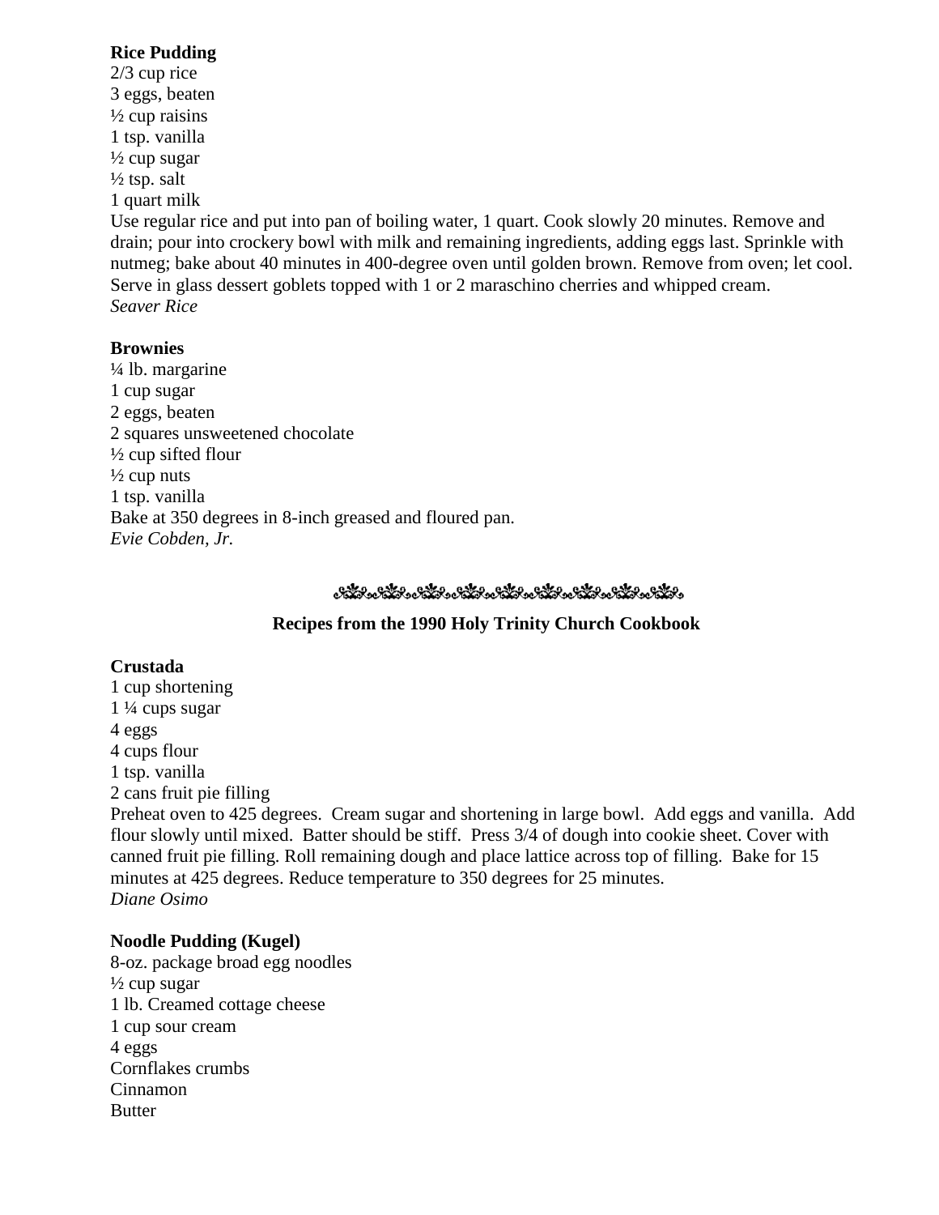**Rice Pudding**
2/3 cup rice
3 eggs, beaten
½ cup raisins
1 tsp. vanilla
½ cup sugar
½ tsp. salt
1 quart milk
Use regular rice and put into pan of boiling water, 1 quart. Cook slowly 20 minutes. Remove and drain; pour into crockery bowl with milk and remaining ingredients, adding eggs last. Sprinkle with nutmeg; bake about 40 minutes in 400-degree oven until golden brown. Remove from oven; let cool. Serve in glass dessert goblets topped with 1 or 2 maraschino cherries and whipped cream.
*Seaver Rice*

**Brownies**
¼ lb. margarine
1 cup sugar
2 eggs, beaten
2 squares unsweetened chocolate
½ cup sifted flour
½ cup nuts
1 tsp. vanilla
Bake at 350 degrees in 8-inch greased and floured pan.
*Evie Cobden, Jr.*

## Recipes from the 1990 Holy Trinity Church Cookbook

**Crustada**
1 cup shortening
1 ¼ cups sugar
4 eggs
4 cups flour
1 tsp. vanilla
2 cans fruit pie filling
Preheat oven to 425 degrees. Cream sugar and shortening in large bowl. Add eggs and vanilla. Add flour slowly until mixed. Batter should be stiff. Press 3/4 of dough into cookie sheet. Cover with canned fruit pie filling. Roll remaining dough and place lattice across top of filling. Bake for 15 minutes at 425 degrees. Reduce temperature to 350 degrees for 25 minutes.
*Diane Osimo*

**Noodle Pudding (Kugel)**
8-oz. package broad egg noodles
½ cup sugar
1 lb. Creamed cottage cheese
1 cup sour cream
4 eggs
Cornflakes crumbs
Cinnamon
Butter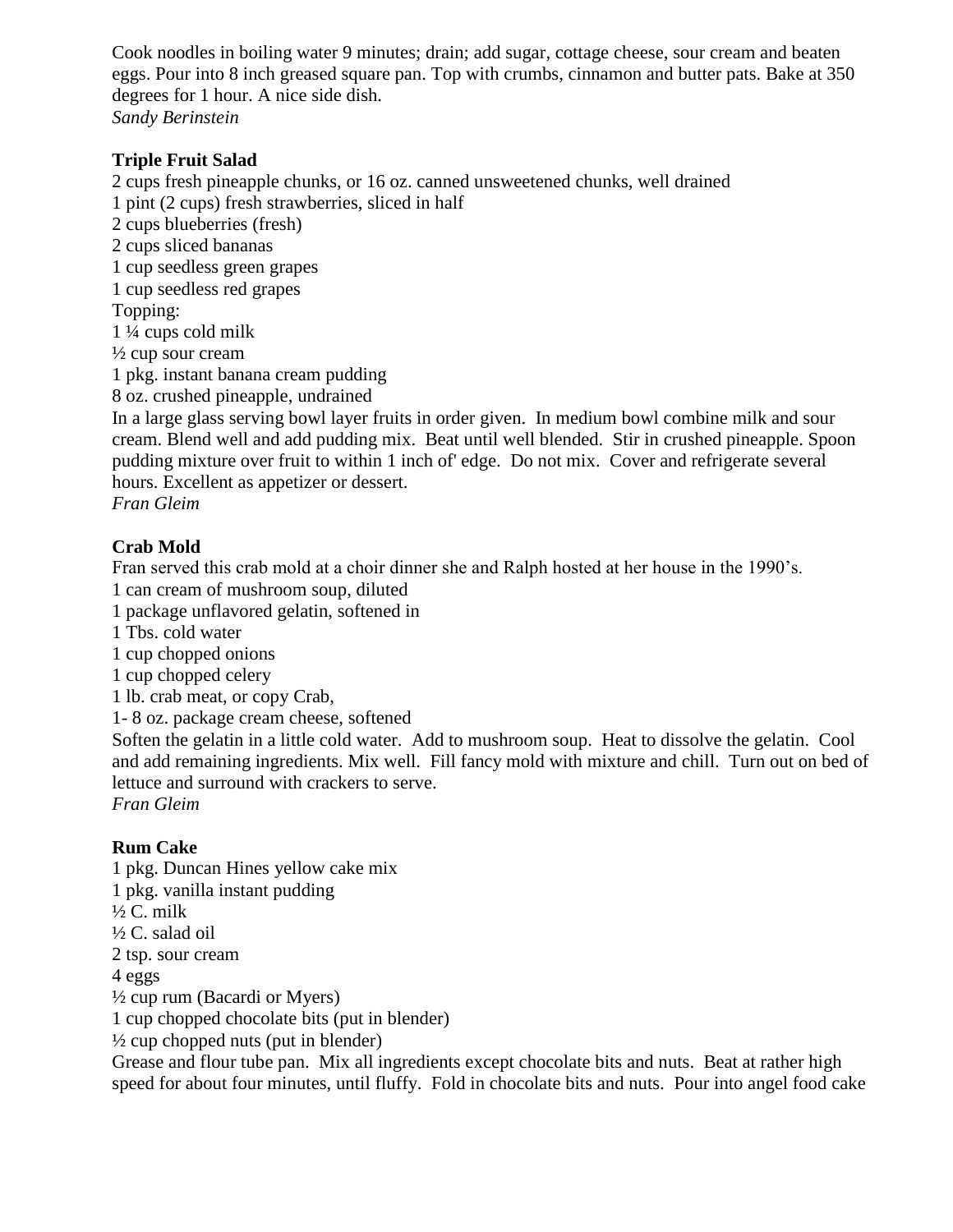Cook noodles in boiling water 9 minutes; drain; add sugar, cottage cheese, sour cream and beaten eggs. Pour into 8 inch greased square pan. Top with crumbs, cinnamon and butter pats. Bake at 350 degrees for 1 hour. A nice side dish.
*Sandy Berinstein*

**Triple Fruit Salad**
2 cups fresh pineapple chunks, or 16 oz. canned unsweetened chunks, well drained
1 pint (2 cups) fresh strawberries, sliced in half
2 cups blueberries (fresh)
2 cups sliced bananas
1 cup seedless green grapes
1 cup seedless red grapes
Topping:
1 ¼ cups cold milk
½ cup sour cream
1 pkg. instant banana cream pudding
8 oz. crushed pineapple, undrained
In a large glass serving bowl layer fruits in order given. In medium bowl combine milk and sour cream. Blend well and add pudding mix. Beat until well blended. Stir in crushed pineapple. Spoon pudding mixture over fruit to within 1 inch of' edge. Do not mix. Cover and refrigerate several hours. Excellent as appetizer or dessert.
*Fran Gleim*

**Crab Mold**
Fran served this crab mold at a choir dinner she and Ralph hosted at her house in the 1990's.
1 can cream of mushroom soup, diluted
1 package unflavored gelatin, softened in
1 Tbs. cold water
1 cup chopped onions
1 cup chopped celery
1 lb. crab meat, or copy Crab,
1- 8 oz. package cream cheese, softened
Soften the gelatin in a little cold water. Add to mushroom soup. Heat to dissolve the gelatin. Cool and add remaining ingredients. Mix well. Fill fancy mold with mixture and chill. Turn out on bed of lettuce and surround with crackers to serve.
*Fran Gleim*

**Rum Cake**
1 pkg. Duncan Hines yellow cake mix
1 pkg. vanilla instant pudding
½ C. milk
½ C. salad oil
2 tsp. sour cream
4 eggs
½ cup rum (Bacardi or Myers)
1 cup chopped chocolate bits (put in blender)
½ cup chopped nuts (put in blender)
Grease and flour tube pan. Mix all ingredients except chocolate bits and nuts. Beat at rather high speed for about four minutes, until fluffy. Fold in chocolate bits and nuts. Pour into angel food cake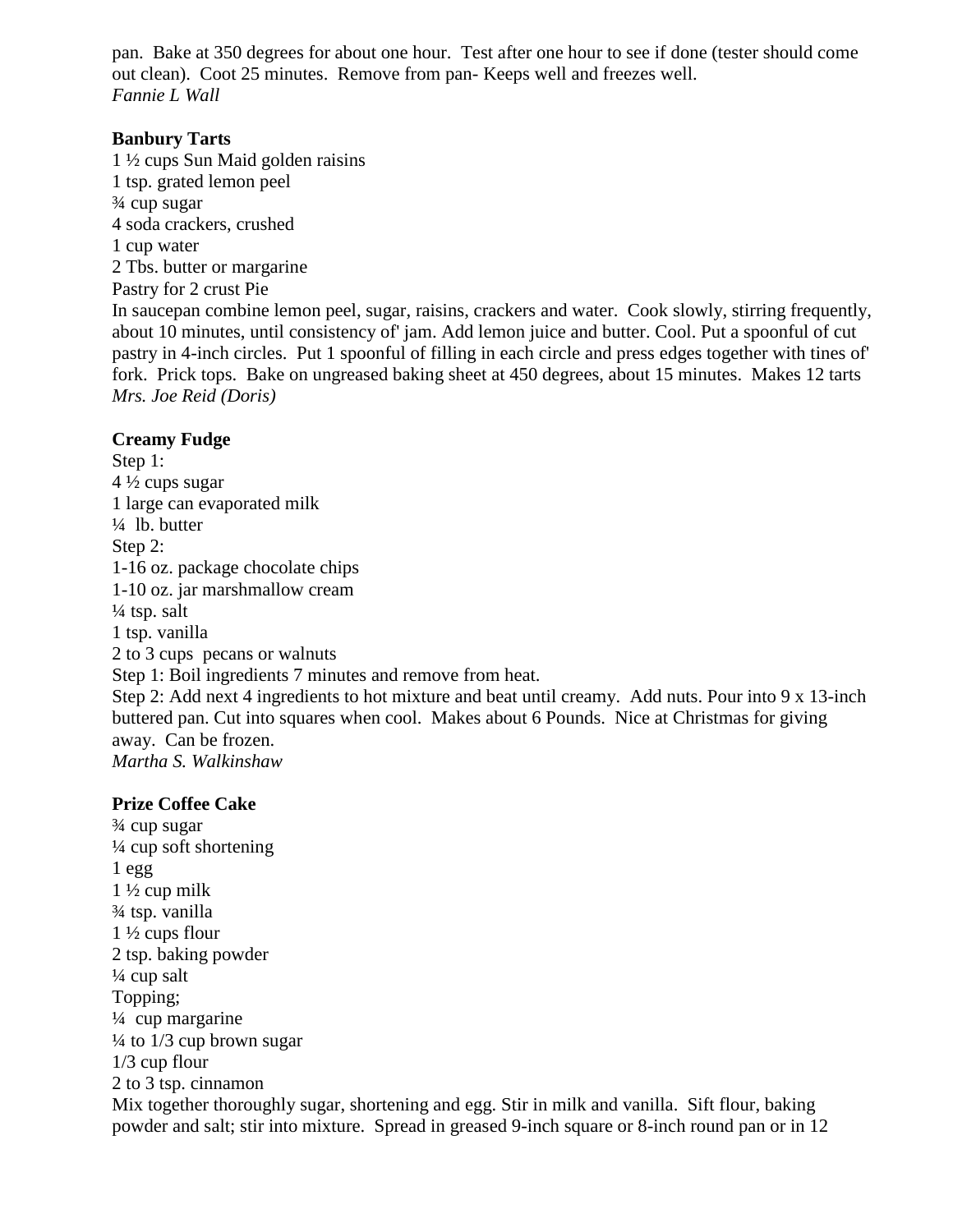pan. Bake at 350 degrees for about one hour. Test after one hour to see if done (tester should come out clean). Coot 25 minutes. Remove from pan- Keeps well and freezes well.
*Fannie L Wall*

**Banbury Tarts**
1 ½ cups Sun Maid golden raisins
1 tsp. grated lemon peel
¾ cup sugar
4 soda crackers, crushed
1 cup water
2 Tbs. butter or margarine
Pastry for 2 crust Pie
In saucepan combine lemon peel, sugar, raisins, crackers and water. Cook slowly, stirring frequently, about 10 minutes, until consistency of' jam. Add lemon juice and butter. Cool. Put a spoonful of cut pastry in 4-inch circles. Put 1 spoonful of filling in each circle and press edges together with tines of' fork. Prick tops. Bake on ungreased baking sheet at 450 degrees, about 15 minutes. Makes 12 tarts
*Mrs. Joe Reid (Doris)*

**Creamy Fudge**
Step 1:
4 ½ cups sugar
1 large can evaporated milk
¼ lb. butter
Step 2:
1-16 oz. package chocolate chips
1-10 oz. jar marshmallow cream
¼ tsp. salt
1 tsp. vanilla
2 to 3 cups pecans or walnuts
Step 1: Boil ingredients 7 minutes and remove from heat.
Step 2: Add next 4 ingredients to hot mixture and beat until creamy. Add nuts. Pour into 9 x 13-inch buttered pan. Cut into squares when cool. Makes about 6 Pounds. Nice at Christmas for giving away. Can be frozen.
*Martha S. Walkinshaw*

**Prize Coffee Cake**
¾ cup sugar
¼ cup soft shortening
1 egg
1 ½ cup milk
¾ tsp. vanilla
1 ½ cups flour
2 tsp. baking powder
¼ cup salt
Topping;
¼ cup margarine
¼ to 1/3 cup brown sugar
1/3 cup flour
2 to 3 tsp. cinnamon
Mix together thoroughly sugar, shortening and egg. Stir in milk and vanilla. Sift flour, baking powder and salt; stir into mixture. Spread in greased 9-inch square or 8-inch round pan or in 12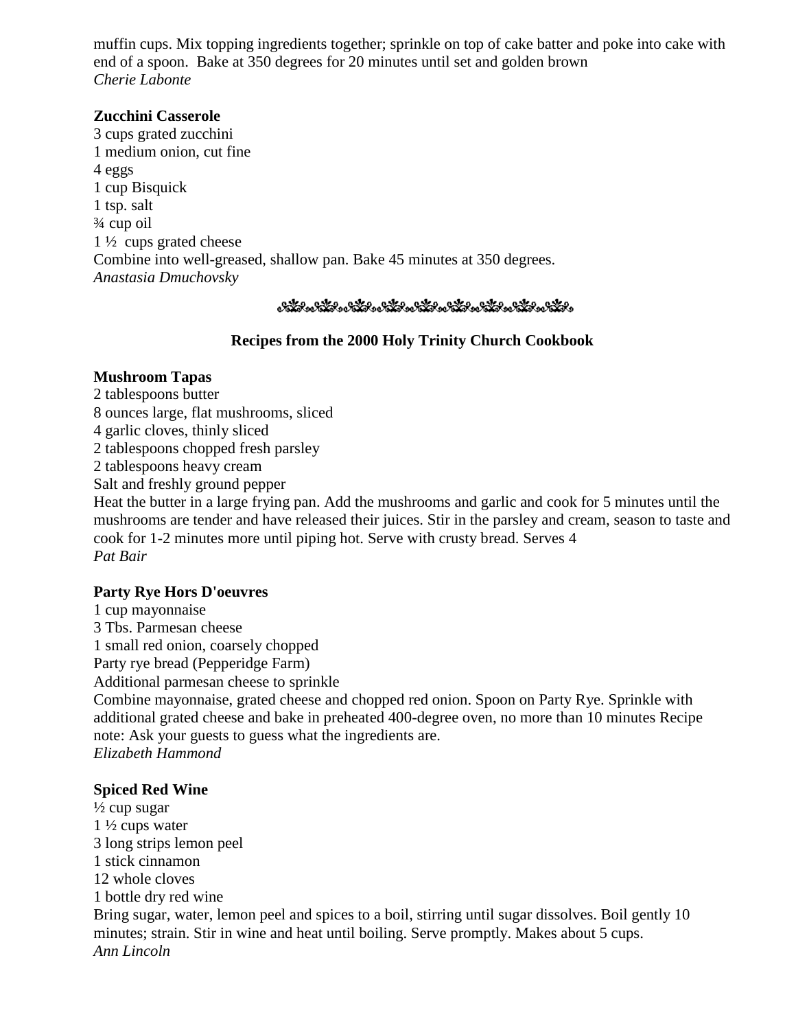muffin cups. Mix topping ingredients together; sprinkle on top of cake batter and poke into cake with end of a spoon. Bake at 350 degrees for 20 minutes until set and golden brown
*Cherie Labonte*

**Zucchini Casserole**
3 cups grated zucchini
1 medium onion, cut fine
4 eggs
1 cup Bisquick
1 tsp. salt
¾ cup oil
1 ½ cups grated cheese
Combine into well-greased, shallow pan. Bake 45 minutes at 350 degrees.
*Anastasia Dmuchovsky*

## Recipes from the 2000 Holy Trinity Church Cookbook

**Mushroom Tapas**
2 tablespoons butter
8 ounces large, flat mushrooms, sliced
4 garlic cloves, thinly sliced
2 tablespoons chopped fresh parsley
2 tablespoons heavy cream
Salt and freshly ground pepper
Heat the butter in a large frying pan. Add the mushrooms and garlic and cook for 5 minutes until the mushrooms are tender and have released their juices. Stir in the parsley and cream, season to taste and cook for 1-2 minutes more until piping hot. Serve with crusty bread. Serves 4
*Pat Bair*

**Party Rye Hors D'oeuvres**
1 cup mayonnaise
3 Tbs. Parmesan cheese
1 small red onion, coarsely chopped
Party rye bread (Pepperidge Farm)
Additional parmesan cheese to sprinkle
Combine mayonnaise, grated cheese and chopped red onion. Spoon on Party Rye. Sprinkle with additional grated cheese and bake in preheated 400-degree oven, no more than 10 minutes Recipe note: Ask your guests to guess what the ingredients are.
*Elizabeth Hammond*

**Spiced Red Wine**
½ cup sugar
1 ½ cups water
3 long strips lemon peel
1 stick cinnamon
12 whole cloves
1 bottle dry red wine
Bring sugar, water, lemon peel and spices to a boil, stirring until sugar dissolves. Boil gently 10 minutes; strain. Stir in wine and heat until boiling. Serve promptly. Makes about 5 cups.
*Ann Lincoln*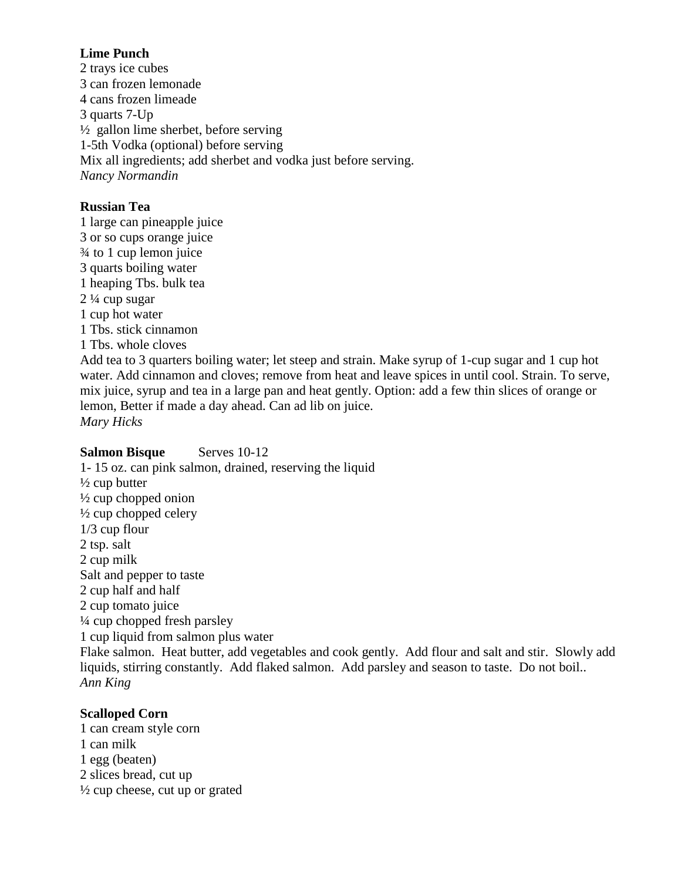**Lime Punch**
2 trays ice cubes
3 can frozen lemonade
4 cans frozen limeade
3 quarts 7-Up
½  gallon lime sherbet, before serving
1-5th Vodka (optional) before serving
Mix all ingredients; add sherbet and vodka just before serving.
*Nancy Normandin*

**Russian Tea**
1 large can pineapple juice
3 or so cups orange juice
¾ to 1 cup lemon juice
3 quarts boiling water
1 heaping Tbs. bulk tea
2 ¼ cup sugar
1 cup hot water
1 Tbs. stick cinnamon
1 Tbs. whole cloves
Add tea to 3 quarters boiling water; let steep and strain. Make syrup of 1-cup sugar and 1 cup hot water. Add cinnamon and cloves; remove from heat and leave spices in until cool. Strain. To serve, mix juice, syrup and tea in a large pan and heat gently. Option: add a few thin slices of orange or lemon, Better if made a day ahead. Can ad lib on juice.
*Mary Hicks*

**Salmon Bisque**        Serves 10-12
1- 15 oz. can pink salmon, drained, reserving the liquid
½ cup butter
½ cup chopped onion
½ cup chopped celery
1/3 cup flour
2 tsp. salt
2 cup milk
Salt and pepper to taste
2 cup half and half
2 cup tomato juice
¼ cup chopped fresh parsley
1 cup liquid from salmon plus water
Flake salmon.  Heat butter, add vegetables and cook gently.  Add flour and salt and stir.  Slowly add liquids, stirring constantly.  Add flaked salmon.  Add parsley and season to taste.  Do not boil..
*Ann King*

**Scalloped Corn**
1 can cream style corn
1 can milk
1 egg (beaten)
2 slices bread, cut up
½ cup cheese, cut up or grated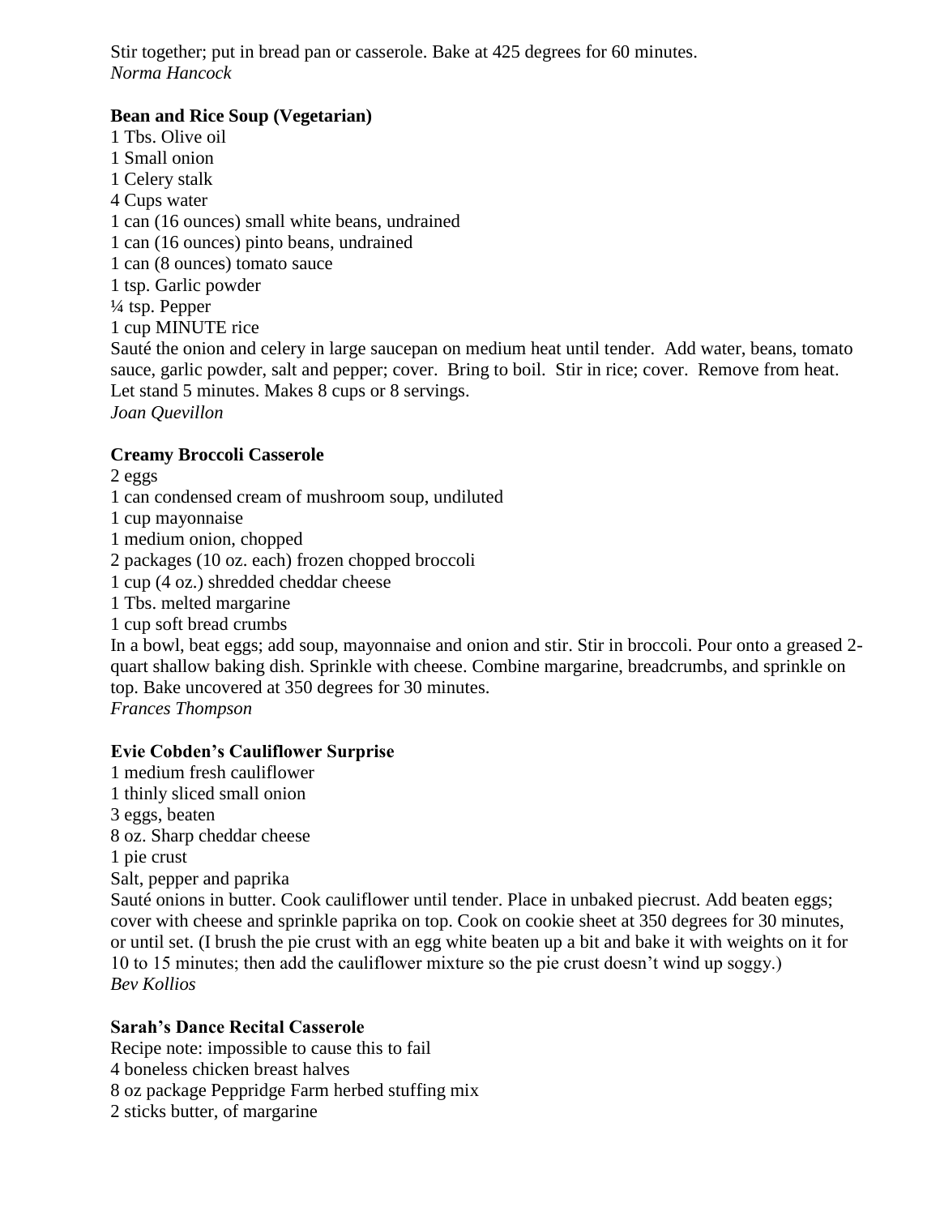Stir together; put in bread pan or casserole. Bake at 425 degrees for 60 minutes.
*Norma Hancock*

**Bean and Rice Soup (Vegetarian)**
1 Tbs. Olive oil
1 Small onion
1 Celery stalk
4 Cups water
1 can (16 ounces) small white beans, undrained
1 can (16 ounces) pinto beans, undrained
1 can (8 ounces) tomato sauce
1 tsp. Garlic powder
¼ tsp. Pepper
1 cup MINUTE rice
Sauté the onion and celery in large saucepan on medium heat until tender. Add water, beans, tomato sauce, garlic powder, salt and pepper; cover. Bring to boil. Stir in rice; cover. Remove from heat. Let stand 5 minutes. Makes 8 cups or 8 servings.
*Joan Quevillon*

**Creamy Broccoli Casserole**
2 eggs
1 can condensed cream of mushroom soup, undiluted
1 cup mayonnaise
1 medium onion, chopped
2 packages (10 oz. each) frozen chopped broccoli
1 cup (4 oz.) shredded cheddar cheese
1 Tbs. melted margarine
1 cup soft bread crumbs
In a bowl, beat eggs; add soup, mayonnaise and onion and stir. Stir in broccoli. Pour onto a greased 2-quart shallow baking dish. Sprinkle with cheese. Combine margarine, breadcrumbs, and sprinkle on top. Bake uncovered at 350 degrees for 30 minutes.
*Frances Thompson*

**Evie Cobden's Cauliflower Surprise**
1 medium fresh cauliflower
1 thinly sliced small onion
3 eggs, beaten
8 oz. Sharp cheddar cheese
1 pie crust
Salt, pepper and paprika
Sauté onions in butter. Cook cauliflower until tender. Place in unbaked piecrust. Add beaten eggs; cover with cheese and sprinkle paprika on top. Cook on cookie sheet at 350 degrees for 30 minutes, or until set. (I brush the pie crust with an egg white beaten up a bit and bake it with weights on it for 10 to 15 minutes; then add the cauliflower mixture so the pie crust doesn't wind up soggy.)
*Bev Kollios*

**Sarah's Dance Recital Casserole**
Recipe note: impossible to cause this to fail
4 boneless chicken breast halves
8 oz package Peppridge Farm herbed stuffing mix
2 sticks butter, of margarine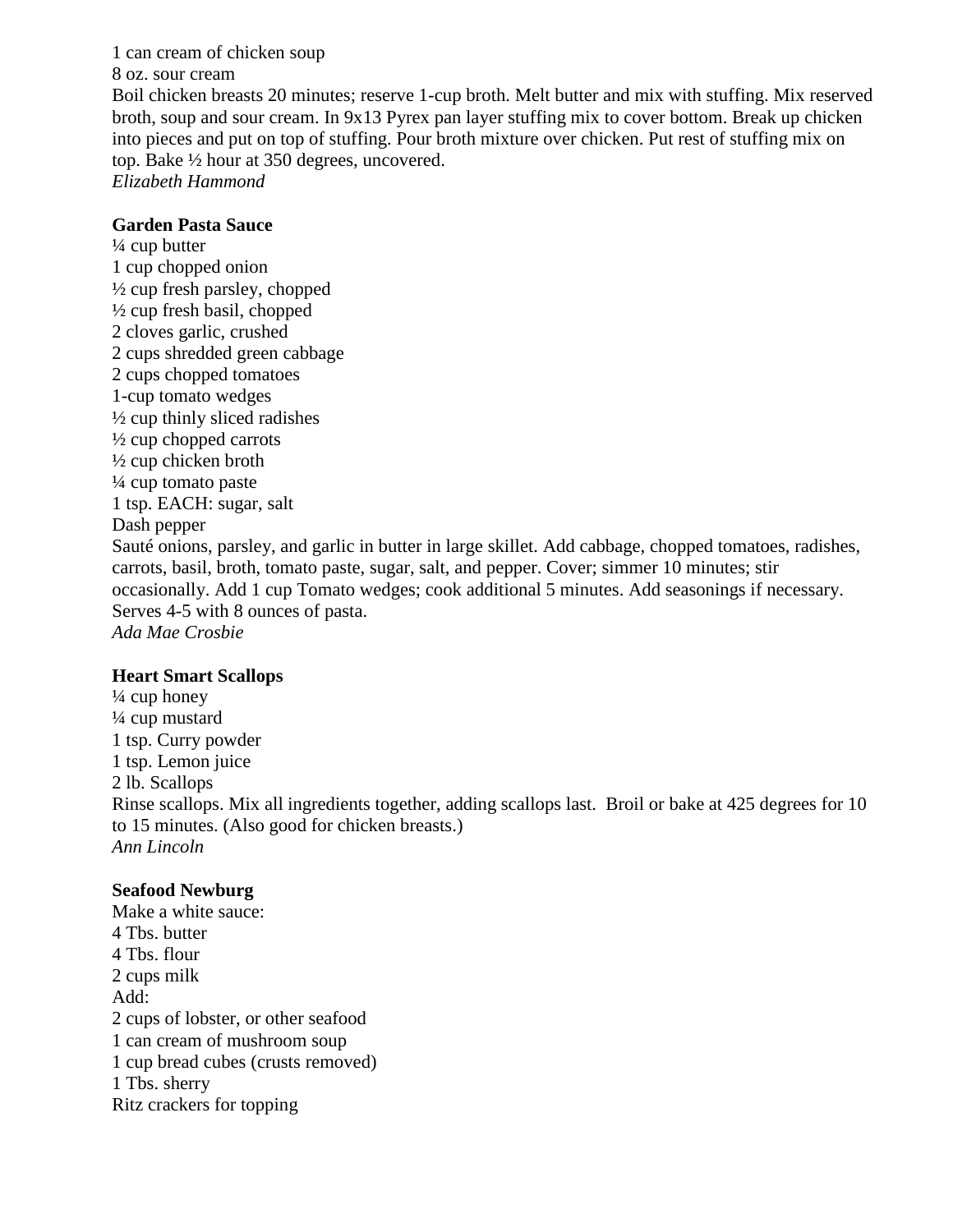1 can cream of chicken soup
8 oz. sour cream
Boil chicken breasts 20 minutes; reserve 1-cup broth. Melt butter and mix with stuffing. Mix reserved broth, soup and sour cream. In 9x13 Pyrex pan layer stuffing mix to cover bottom. Break up chicken into pieces and put on top of stuffing. Pour broth mixture over chicken. Put rest of stuffing mix on top. Bake ½ hour at 350 degrees, uncovered.
*Elizabeth Hammond*

**Garden Pasta Sauce**
¼ cup butter
1 cup chopped onion
½ cup fresh parsley, chopped
½ cup fresh basil, chopped
2 cloves garlic, crushed
2 cups shredded green cabbage
2 cups chopped tomatoes
1-cup tomato wedges
½ cup thinly sliced radishes
½ cup chopped carrots
½ cup chicken broth
¼ cup tomato paste
1 tsp. EACH: sugar, salt
Dash pepper
Sauté onions, parsley, and garlic in butter in large skillet. Add cabbage, chopped tomatoes, radishes, carrots, basil, broth, tomato paste, sugar, salt, and pepper. Cover; simmer 10 minutes; stir occasionally. Add 1 cup Tomato wedges; cook additional 5 minutes. Add seasonings if necessary. Serves 4-5 with 8 ounces of pasta.
*Ada Mae Crosbie*

**Heart Smart Scallops**
¼ cup honey
¼ cup mustard
1 tsp. Curry powder
1 tsp. Lemon juice
2 lb. Scallops
Rinse scallops. Mix all ingredients together, adding scallops last. Broil or bake at 425 degrees for 10 to 15 minutes. (Also good for chicken breasts.)
*Ann Lincoln*

**Seafood Newburg**
Make a white sauce:
4 Tbs. butter
4 Tbs. flour
2 cups milk
Add:
2 cups of lobster, or other seafood
1 can cream of mushroom soup
1 cup bread cubes (crusts removed)
1 Tbs. sherry
Ritz crackers for topping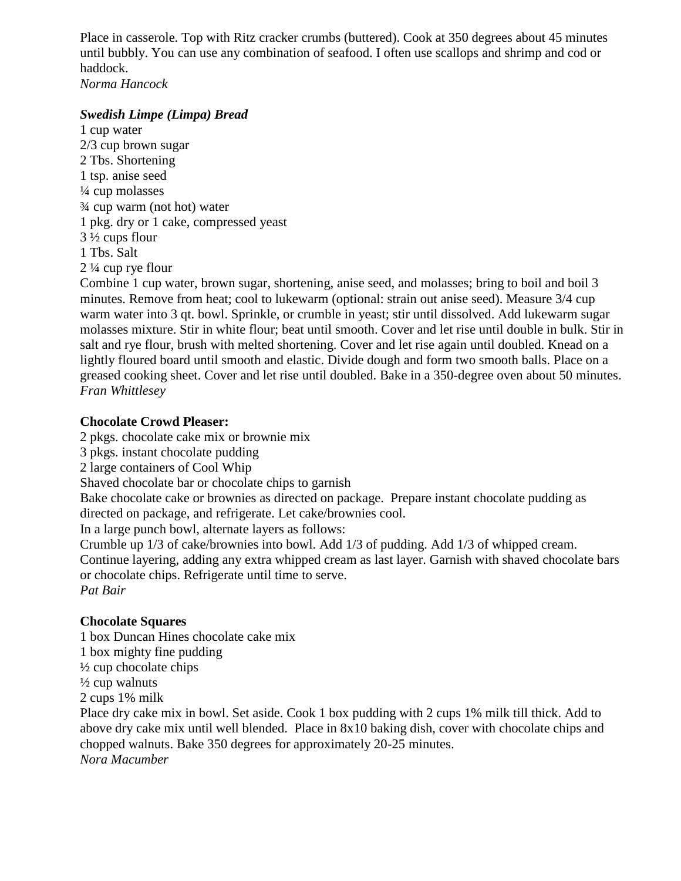Place in casserole. Top with Ritz cracker crumbs (buttered). Cook at 350 degrees about 45 minutes until bubbly. You can use any combination of seafood. I often use scallops and shrimp and cod or haddock.
*Norma Hancock*

***Swedish Limpe (Limpa) Bread***

1 cup water
2/3 cup brown sugar
2 Tbs. Shortening
1 tsp. anise seed
¼ cup molasses
¾ cup warm (not hot) water
1 pkg. dry or 1 cake, compressed yeast
3 ½ cups flour
1 Tbs. Salt
2 ¼ cup rye flour

Combine 1 cup water, brown sugar, shortening, anise seed, and molasses; bring to boil and boil 3 minutes. Remove from heat; cool to lukewarm (optional: strain out anise seed). Measure 3/4 cup warm water into 3 qt. bowl. Sprinkle, or crumble in yeast; stir until dissolved. Add lukewarm sugar molasses mixture. Stir in white flour; beat until smooth. Cover and let rise until double in bulk. Stir in salt and rye flour, brush with melted shortening. Cover and let rise again until doubled. Knead on a lightly floured board until smooth and elastic. Divide dough and form two smooth balls. Place on a greased cooking sheet. Cover and let rise until doubled. Bake in a 350-degree oven about 50 minutes.
*Fran Whittlesey*

**Chocolate Crowd Pleaser:**

2 pkgs. chocolate cake mix or brownie mix
3 pkgs. instant chocolate pudding
2 large containers of Cool Whip
Shaved chocolate bar or chocolate chips to garnish

Bake chocolate cake or brownies as directed on package. Prepare instant chocolate pudding as directed on package, and refrigerate. Let cake/brownies cool.
In a large punch bowl, alternate layers as follows:
Crumble up 1/3 of cake/brownies into bowl. Add 1/3 of pudding. Add 1/3 of whipped cream. Continue layering, adding any extra whipped cream as last layer. Garnish with shaved chocolate bars or chocolate chips. Refrigerate until time to serve.
*Pat Bair*

**Chocolate Squares**

1 box Duncan Hines chocolate cake mix
1 box mighty fine pudding
½ cup chocolate chips
½ cup walnuts
2 cups 1% milk

Place dry cake mix in bowl. Set aside. Cook 1 box pudding with 2 cups 1% milk till thick. Add to above dry cake mix until well blended. Place in 8x10 baking dish, cover with chocolate chips and chopped walnuts. Bake 350 degrees for approximately 20-25 minutes.
*Nora Macumber*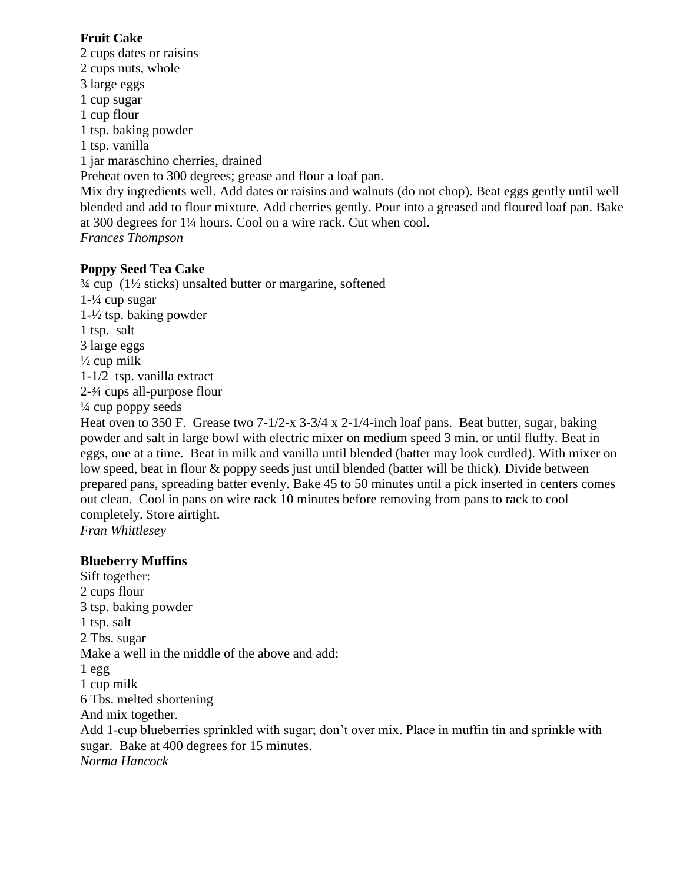**Fruit Cake**

2 cups dates or raisins
2 cups nuts, whole
3 large eggs
1 cup sugar
1 cup flour
1 tsp. baking powder
1 tsp. vanilla
1 jar maraschino cherries, drained

Preheat oven to 300 degrees; grease and flour a loaf pan.

Mix dry ingredients well. Add dates or raisins and walnuts (do not chop). Beat eggs gently until well blended and add to flour mixture. Add cherries gently. Pour into a greased and floured loaf pan. Bake at 300 degrees for 1¼ hours. Cool on a wire rack. Cut when cool.

*Frances Thompson*

**Poppy Seed Tea Cake**

¾ cup (1½ sticks) unsalted butter or margarine, softened
1-¼ cup sugar
1-½ tsp. baking powder
1 tsp. salt
3 large eggs
½ cup milk
1-1/2 tsp. vanilla extract
2-¾ cups all-purpose flour
¼ cup poppy seeds

Heat oven to 350 F. Grease two 7-1/2-x 3-3/4 x 2-1/4-inch loaf pans. Beat butter, sugar, baking powder and salt in large bowl with electric mixer on medium speed 3 min. or until fluffy. Beat in eggs, one at a time. Beat in milk and vanilla until blended (batter may look curdled). With mixer on low speed, beat in flour & poppy seeds just until blended (batter will be thick). Divide between prepared pans, spreading batter evenly. Bake 45 to 50 minutes until a pick inserted in centers comes out clean. Cool in pans on wire rack 10 minutes before removing from pans to rack to cool completely. Store airtight.

*Fran Whittlesey*

**Blueberry Muffins**

Sift together:
2 cups flour
3 tsp. baking powder
1 tsp. salt
2 Tbs. sugar

Make a well in the middle of the above and add:
1 egg
1 cup milk
6 Tbs. melted shortening

And mix together.

Add 1-cup blueberries sprinkled with sugar; don't over mix. Place in muffin tin and sprinkle with sugar. Bake at 400 degrees for 15 minutes.

*Norma Hancock*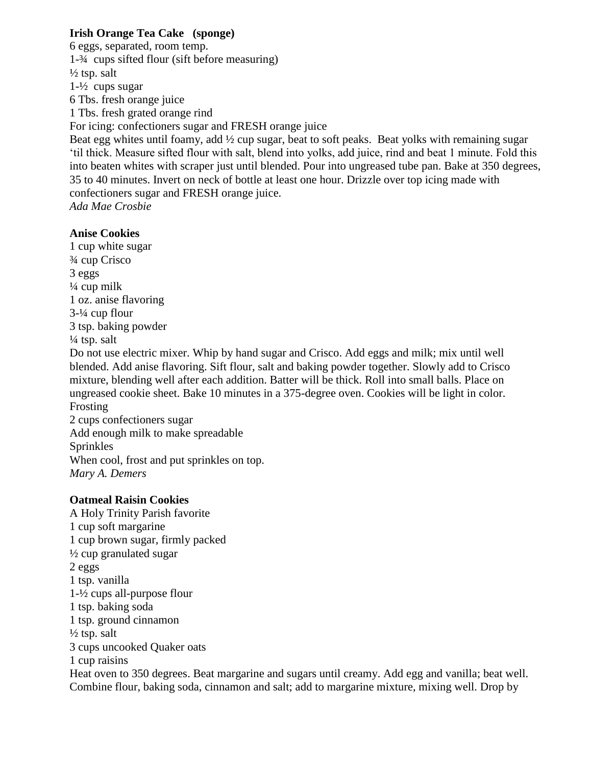**Irish Orange Tea Cake (sponge)**

6 eggs, separated, room temp.
1-¾ cups sifted flour (sift before measuring)
½ tsp. salt
1-½ cups sugar
6 Tbs. fresh orange juice
1 Tbs. fresh grated orange rind
For icing: confectioners sugar and FRESH orange juice

Beat egg whites until foamy, add ½ cup sugar, beat to soft peaks. Beat yolks with remaining sugar 'til thick. Measure sifted flour with salt, blend into yolks, add juice, rind and beat 1 minute. Fold this into beaten whites with scraper just until blended. Pour into ungreased tube pan. Bake at 350 degrees, 35 to 40 minutes. Invert on neck of bottle at least one hour. Drizzle over top icing made with confectioners sugar and FRESH orange juice.

*Ada Mae Crosbie*

**Anise Cookies**

1 cup white sugar
¾ cup Crisco
3 eggs
¼ cup milk
1 oz. anise flavoring
3-¼ cup flour
3 tsp. baking powder
¼ tsp. salt

Do not use electric mixer. Whip by hand sugar and Crisco. Add eggs and milk; mix until well blended. Add anise flavoring. Sift flour, salt and baking powder together. Slowly add to Crisco mixture, blending well after each addition. Batter will be thick. Roll into small balls. Place on ungreased cookie sheet. Bake 10 minutes in a 375-degree oven. Cookies will be light in color.

Frosting
2 cups confectioners sugar
Add enough milk to make spreadable
Sprinkles

When cool, frost and put sprinkles on top.

*Mary A. Demers*

**Oatmeal Raisin Cookies**

A Holy Trinity Parish favorite

1 cup soft margarine
1 cup brown sugar, firmly packed
½ cup granulated sugar
2 eggs
1 tsp. vanilla
1-½ cups all-purpose flour
1 tsp. baking soda
1 tsp. ground cinnamon
½ tsp. salt
3 cups uncooked Quaker oats
1 cup raisins

Heat oven to 350 degrees. Beat margarine and sugars until creamy. Add egg and vanilla; beat well. Combine flour, baking soda, cinnamon and salt; add to margarine mixture, mixing well. Drop by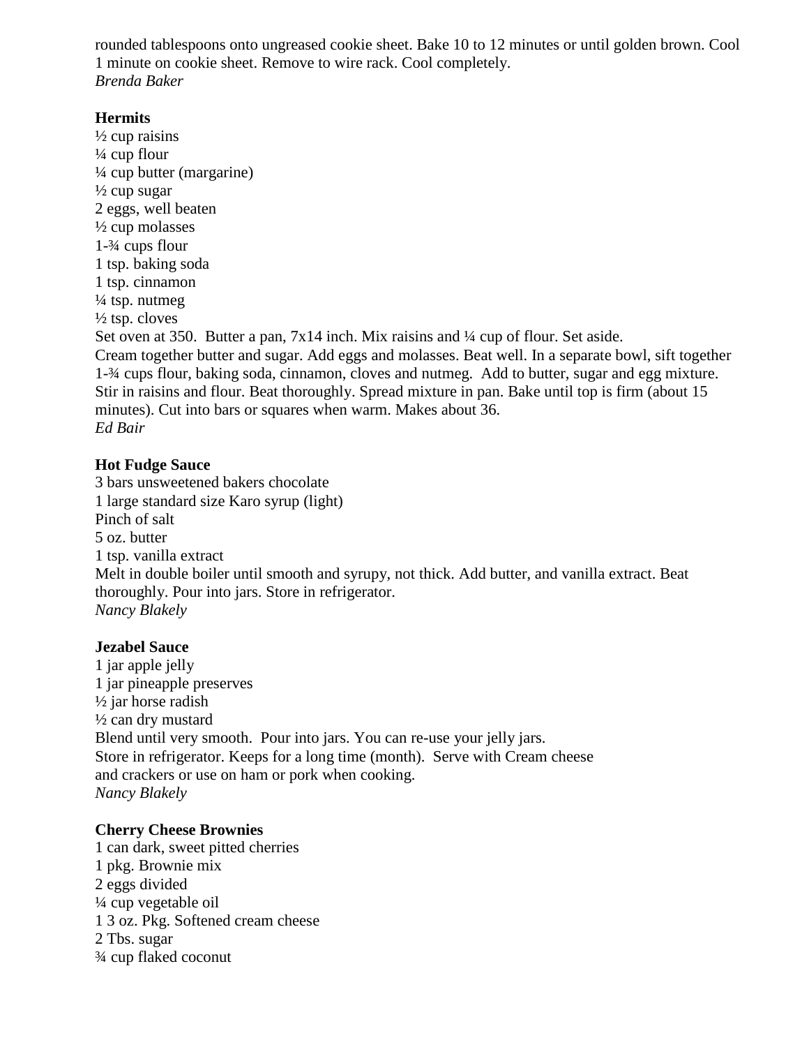rounded tablespoons onto ungreased cookie sheet. Bake 10 to 12 minutes or until golden brown. Cool 1 minute on cookie sheet. Remove to wire rack. Cool completely.
*Brenda Baker*

**Hermits**
½ cup raisins
¼ cup flour
¼ cup butter (margarine)
½ cup sugar
2 eggs, well beaten
½ cup molasses
1-¾ cups flour
1 tsp. baking soda
1 tsp. cinnamon
¼ tsp. nutmeg
½ tsp. cloves
Set oven at 350. Butter a pan, 7x14 inch. Mix raisins and ¼ cup of flour. Set aside.
Cream together butter and sugar. Add eggs and molasses. Beat well. In a separate bowl, sift together 1-¾ cups flour, baking soda, cinnamon, cloves and nutmeg. Add to butter, sugar and egg mixture. Stir in raisins and flour. Beat thoroughly. Spread mixture in pan. Bake until top is firm (about 15 minutes). Cut into bars or squares when warm. Makes about 36.
*Ed Bair*

**Hot Fudge Sauce**
3 bars unsweetened bakers chocolate
1 large standard size Karo syrup (light)
Pinch of salt
5 oz. butter
1 tsp. vanilla extract
Melt in double boiler until smooth and syrupy, not thick. Add butter, and vanilla extract. Beat thoroughly. Pour into jars. Store in refrigerator.
*Nancy Blakely*

**Jezabel Sauce**
1 jar apple jelly
1 jar pineapple preserves
½ jar horse radish
½ can dry mustard
Blend until very smooth. Pour into jars. You can re-use your jelly jars.
Store in refrigerator. Keeps for a long time (month). Serve with Cream cheese and crackers or use on ham or pork when cooking.
*Nancy Blakely*

**Cherry Cheese Brownies**
1 can dark, sweet pitted cherries
1 pkg. Brownie mix
2 eggs divided
¼ cup vegetable oil
1 3 oz. Pkg. Softened cream cheese
2 Tbs. sugar
¾ cup flaked coconut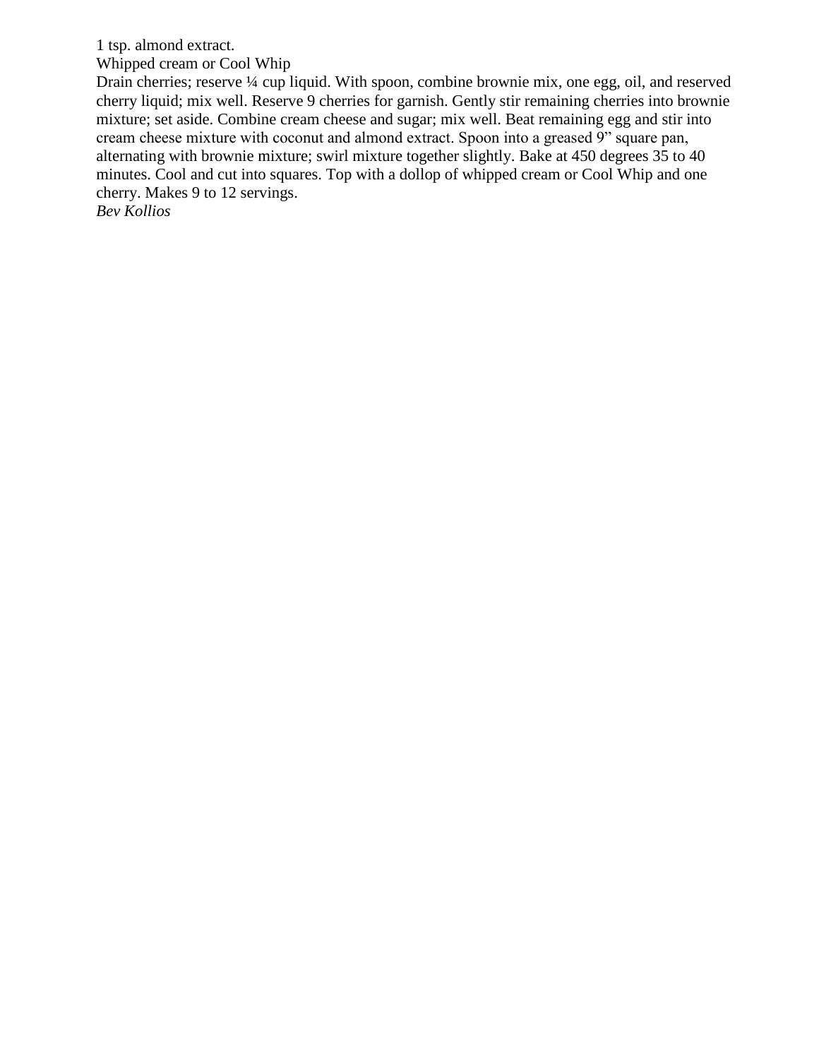1 tsp. almond extract.

Whipped cream or Cool Whip

Drain cherries; reserve ¼ cup liquid. With spoon, combine brownie mix, one egg, oil, and reserved cherry liquid; mix well. Reserve 9 cherries for garnish. Gently stir remaining cherries into brownie mixture; set aside. Combine cream cheese and sugar; mix well. Beat remaining egg and stir into cream cheese mixture with coconut and almond extract. Spoon into a greased 9" square pan, alternating with brownie mixture; swirl mixture together slightly. Bake at 450 degrees 35 to 40 minutes. Cool and cut into squares. Top with a dollop of whipped cream or Cool Whip and one cherry. Makes 9 to 12 servings.

*Bev Kollios*